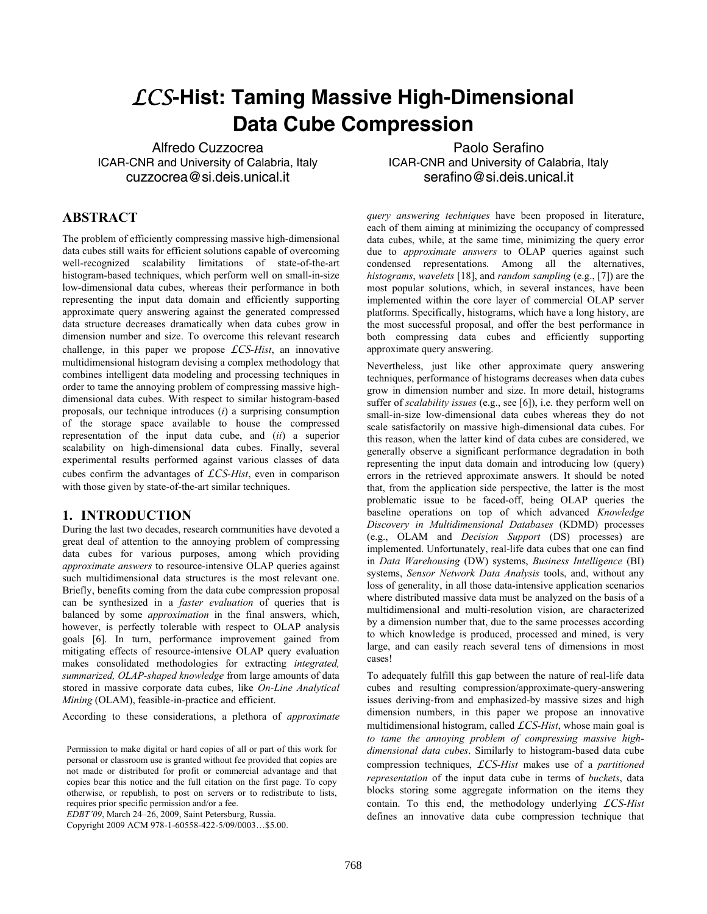# $\mathcal{LCS}$-Hist: Taming Massive High-Dimensional Data Cube Compression

Alfredo Cuzzocrea
ICAR-CNR and University of Calabria, Italy
cuzzocrea@si.deis.unical.it

Paolo Serafino
ICAR-CNR and University of Calabria, Italy
serafino@si.deis.unical.it

## ABSTRACT

The problem of efficiently compressing massive high-dimensional data cubes still waits for efficient solutions capable of overcoming well-recognized scalability limitations of state-of-the-art histogram-based techniques, which perform well on small-in-size low-dimensional data cubes, whereas their performance in both representing the input data domain and efficiently supporting approximate query answering against the generated compressed data structure decreases dramatically when data cubes grow in dimension number and size. To overcome this relevant research challenge, in this paper we propose *$\mathcal{LCS}$-Hist*, an innovative multidimensional histogram devising a complex methodology that combines intelligent data modeling and processing techniques in order to tame the annoying problem of compressing massive high-dimensional data cubes. With respect to similar histogram-based proposals, our technique introduces (*i*) a surprising consumption of the storage space available to house the compressed representation of the input data cube, and (*ii*) a superior scalability on high-dimensional data cubes. Finally, several experimental results performed against various classes of data cubes confirm the advantages of *$\mathcal{LCS}$-Hist*, even in comparison with those given by state-of-the-art similar techniques.

## 1. INTRODUCTION

During the last two decades, research communities have devoted a great deal of attention to the annoying problem of compressing data cubes for various purposes, among which providing *approximate answers* to resource-intensive OLAP queries against such multidimensional data structures is the most relevant one. Briefly, benefits coming from the data cube compression proposal can be synthesized in a *faster evaluation* of queries that is balanced by some *approximation* in the final answers, which, however, is perfectly tolerable with respect to OLAP analysis goals [6]. In turn, performance improvement gained from mitigating effects of resource-intensive OLAP query evaluation makes consolidated methodologies for extracting *integrated, summarized, OLAP-shaped knowledge* from large amounts of data stored in massive corporate data cubes, like *On-Line Analytical Mining* (OLAM), feasible-in-practice and efficient.

According to these considerations, a plethora of *approximate query answering techniques* have been proposed in literature, each of them aiming at minimizing the occupancy of compressed data cubes, while, at the same time, minimizing the query error due to *approximate answers* to OLAP queries against such condensed representations. Among all the alternatives, *histograms*, *wavelets* [18], and *random sampling* (e.g., [7]) are the most popular solutions, which, in several instances, have been implemented within the core layer of commercial OLAP server platforms. Specifically, histograms, which have a long history, are the most successful proposal, and offer the best performance in both compressing data cubes and efficiently supporting approximate query answering.

Nevertheless, just like other approximate query answering techniques, performance of histograms decreases when data cubes grow in dimension number and size. In more detail, histograms suffer of *scalability issues* (e.g., see [6]), i.e. they perform well on small-in-size low-dimensional data cubes whereas they do not scale satisfactorily on massive high-dimensional data cubes. For this reason, when the latter kind of data cubes are considered, we generally observe a significant performance degradation in both representing the input data domain and introducing low (query) errors in the retrieved approximate answers. It should be noted that, from the application side perspective, the latter is the most problematic issue to be faced-off, being OLAP queries the baseline operations on top of which advanced *Knowledge Discovery in Multidimensional Databases* (KDMD) processes (e.g., OLAM and *Decision Support* (DS) processes) are implemented. Unfortunately, real-life data cubes that one can find in *Data Warehousing* (DW) systems, *Business Intelligence* (BI) systems, *Sensor Network Data Analysis* tools, and, without any loss of generality, in all those data-intensive application scenarios where distributed massive data must be analyzed on the basis of a multidimensional and multi-resolution vision, are characterized by a dimension number that, due to the same processes according to which knowledge is produced, processed and mined, is very large, and can easily reach several tens of dimensions in most cases!

To adequately fulfill this gap between the nature of real-life data cubes and resulting compression/approximate-query-answering issues deriving-from and emphasized-by massive sizes and high dimension numbers, in this paper we propose an innovative multidimensional histogram, called *$\mathcal{LCS}$-Hist*, whose main goal is *to tame the annoying problem of compressing massive high-dimensional data cubes*. Similarly to histogram-based data cube compression techniques, *$\mathcal{LCS}$-Hist* makes use of a *partitioned representation* of the input data cube in terms of *buckets*, data blocks storing some aggregate information on the items they contain. To this end, the methodology underlying *$\mathcal{LCS}$-Hist* defines an innovative data cube compression technique that

Permission to make digital or hard copies of all or part of this work for personal or classroom use is granted without fee provided that copies are not made or distributed for profit or commercial advantage and that copies bear this notice and the full citation on the first page. To copy otherwise, or republish, to post on servers or to redistribute to lists, requires prior specific permission and/or a fee.
*EDBT'09*, March 24–26, 2009, Saint Petersburg, Russia.
Copyright 2009 ACM 978-1-60558-422-5/09/0003…$5.00.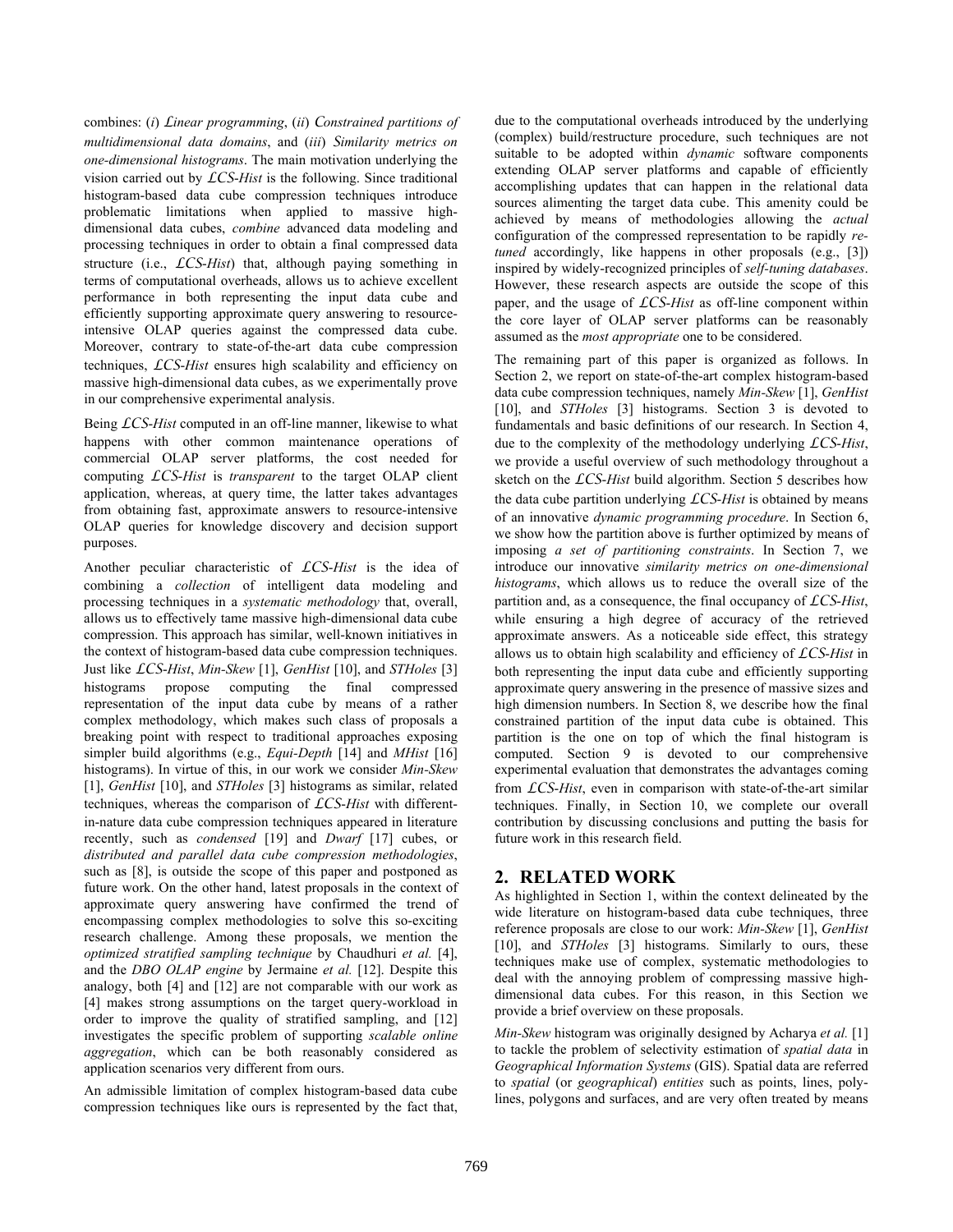combines: (*i*) *£inear programming*, (*ii*) *Constrained partitions of multidimensional data domains*, and (*iii*) *Similarity metrics on one-dimensional histograms*. The main motivation underlying the vision carried out by *£CS-Hist* is the following. Since traditional histogram-based data cube compression techniques introduce problematic limitations when applied to massive high-dimensional data cubes, *combine* advanced data modeling and processing techniques in order to obtain a final compressed data structure (i.e., *£CS-Hist*) that, although paying something in terms of computational overheads, allows us to achieve excellent performance in both representing the input data cube and efficiently supporting approximate query answering to resource-intensive OLAP queries against the compressed data cube. Moreover, contrary to state-of-the-art data cube compression techniques, *£CS-Hist* ensures high scalability and efficiency on massive high-dimensional data cubes, as we experimentally prove in our comprehensive experimental analysis.

Being *£CS-Hist* computed in an off-line manner, likewise to what happens with other common maintenance operations of commercial OLAP server platforms, the cost needed for computing *£CS-Hist* is *transparent* to the target OLAP client application, whereas, at query time, the latter takes advantages from obtaining fast, approximate answers to resource-intensive OLAP queries for knowledge discovery and decision support purposes.

Another peculiar characteristic of *£CS-Hist* is the idea of combining a *collection* of intelligent data modeling and processing techniques in a *systematic methodology* that, overall, allows us to effectively tame massive high-dimensional data cube compression. This approach has similar, well-known initiatives in the context of histogram-based data cube compression techniques. Just like *£CS-Hist*, *Min-Skew* [1], *GenHist* [10], and *STHoles* [3] histograms propose computing the final compressed representation of the input data cube by means of a rather complex methodology, which makes such class of proposals a breaking point with respect to traditional approaches exposing simpler build algorithms (e.g., *Equi-Depth* [14] and *MHist* [16] histograms). In virtue of this, in our work we consider *Min-Skew* [1], *GenHist* [10], and *STHoles* [3] histograms as similar, related techniques, whereas the comparison of *£CS-Hist* with different-in-nature data cube compression techniques appeared in literature recently, such as *condensed* [19] and *Dwarf* [17] cubes, or *distributed and parallel data cube compression methodologies*, such as [8], is outside the scope of this paper and postponed as future work. On the other hand, latest proposals in the context of approximate query answering have confirmed the trend of encompassing complex methodologies to solve this so-exciting research challenge. Among these proposals, we mention the *optimized stratified sampling technique* by Chaudhuri *et al.* [4], and the *DBO OLAP engine* by Jermaine *et al.* [12]. Despite this analogy, both [4] and [12] are not comparable with our work as [4] makes strong assumptions on the target query-workload in order to improve the quality of stratified sampling, and [12] investigates the specific problem of supporting *scalable online aggregation*, which can be both reasonably considered as application scenarios very different from ours.

An admissible limitation of complex histogram-based data cube compression techniques like ours is represented by the fact that, due to the computational overheads introduced by the underlying (complex) build/restructure procedure, such techniques are not suitable to be adopted within *dynamic* software components extending OLAP server platforms and capable of efficiently accomplishing updates that can happen in the relational data sources alimenting the target data cube. This amenity could be achieved by means of methodologies allowing the *actual* configuration of the compressed representation to be rapidly *re-tuned* accordingly, like happens in other proposals (e.g., [3]) inspired by widely-recognized principles of *self-tuning databases*. However, these research aspects are outside the scope of this paper, and the usage of *£CS-Hist* as off-line component within the core layer of OLAP server platforms can be reasonably assumed as the *most appropriate* one to be considered.

The remaining part of this paper is organized as follows. In Section 2, we report on state-of-the-art complex histogram-based data cube compression techniques, namely *Min-Skew* [1], *GenHist* [10], and *STHoles* [3] histograms. Section 3 is devoted to fundamentals and basic definitions of our research. In Section 4, due to the complexity of the methodology underlying *£CS-Hist*, we provide a useful overview of such methodology throughout a sketch on the *£CS-Hist* build algorithm. Section 5 describes how the data cube partition underlying *£CS-Hist* is obtained by means of an innovative *dynamic programming procedure*. In Section 6, we show how the partition above is further optimized by means of imposing *a set of partitioning constraints*. In Section 7, we introduce our innovative *similarity metrics on one-dimensional histograms*, which allows us to reduce the overall size of the partition and, as a consequence, the final occupancy of *£CS-Hist*, while ensuring a high degree of accuracy of the retrieved approximate answers. As a noticeable side effect, this strategy allows us to obtain high scalability and efficiency of *£CS-Hist* in both representing the input data cube and efficiently supporting approximate query answering in the presence of massive sizes and high dimension numbers. In Section 8, we describe how the final constrained partition of the input data cube is obtained. This partition is the one on top of which the final histogram is computed. Section 9 is devoted to our comprehensive experimental evaluation that demonstrates the advantages coming from *£CS-Hist*, even in comparison with state-of-the-art similar techniques. Finally, in Section 10, we complete our overall contribution by discussing conclusions and putting the basis for future work in this research field.

## 2. RELATED WORK

As highlighted in Section 1, within the context delineated by the wide literature on histogram-based data cube techniques, three reference proposals are close to our work: *Min-Skew* [1], *GenHist* [10], and *STHoles* [3] histograms. Similarly to ours, these techniques make use of complex, systematic methodologies to deal with the annoying problem of compressing massive high-dimensional data cubes. For this reason, in this Section we provide a brief overview on these proposals.

*Min-Skew* histogram was originally designed by Acharya *et al.* [1] to tackle the problem of selectivity estimation of *spatial data* in *Geographical Information Systems* (GIS). Spatial data are referred to *spatial* (or *geographical*) *entities* such as points, lines, poly-lines, polygons and surfaces, and are very often treated by means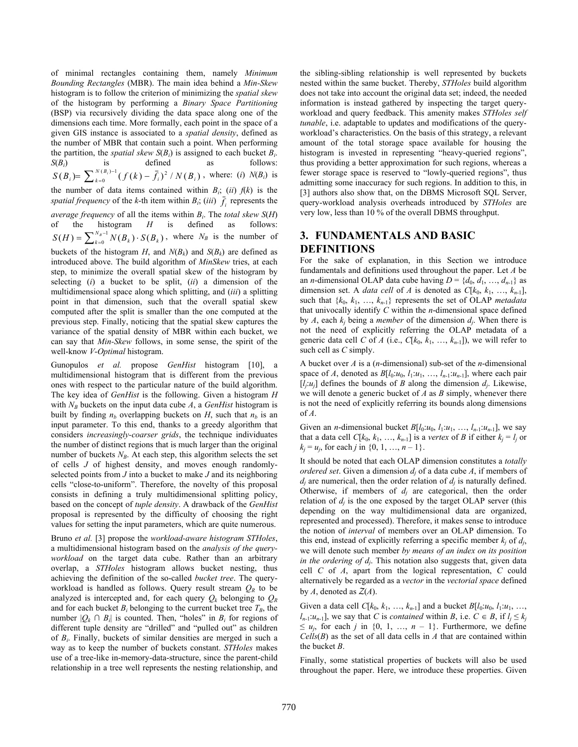of minimal rectangles containing them, namely *Minimum Bounding Rectangles* (MBR). The main idea behind a *Min-Skew* histogram is to follow the criterion of minimizing the *spatial skew* of the histogram by performing a *Binary Space Partitioning* (BSP) via recursively dividing the data space along one of the dimensions each time. More formally, each point in the space of a given GIS instance is associated to a *spatial density*, defined as the number of MBR that contain such a point. When performing the partition, the *spatial skew* $S(B_i)$ is assigned to each bucket $B_i$. $S(B_i)$ is defined as follows: $S(B_i) = \sum_{k=0}^{N(B_i)-1} (f(k) - \bar{f}_i)^2 / N(B_i)$, where: (*i*) $N(B_i)$ is the number of data items contained within $B_i$; (*ii*) $f(k)$ is the *spatial frequency* of the *k*-th item within $B_i$; (*iii*) $\bar{f}_i$ represents the *average frequency* of all the items within $B_i$. The *total skew* $S(H)$ of the histogram $H$ is defined as follows: $S(H) = \sum_{k=0}^{N_B-1} N(B_k) \cdot S(B_k)$, where $N_B$ is the number of buckets of the histogram $H$, and $N(B_k)$ and $S(B_k)$ are defined as introduced above. The build algorithm of *MinSkew* tries, at each step, to minimize the overall spatial skew of the histogram by selecting (*i*) a bucket to be split, (*ii*) a dimension of the multidimensional space along which splitting, and (*iii*) a splitting point in that dimension, such that the overall spatial skew computed after the split is smaller than the one computed at the previous step. Finally, noticing that the spatial skew captures the variance of the spatial density of MBR within each bucket, we can say that *Min-Skew* follows, in some sense, the spirit of the well-know *V-Optimal* histogram.

Gunopulos *et al.* propose *GenHist* histogram [10], a multidimensional histogram that is different from the previous ones with respect to the particular nature of the build algorithm. The key idea of *GenHist* is the following. Given a histogram $H$ with $N_B$ buckets on the input data cube $A$, a *GenHist* histogram is built by finding $n_b$ overlapping buckets on $H$, such that $n_b$ is an input parameter. To this end, thanks to a greedy algorithm that considers *increasingly-coarser grids*, the technique individuates the number of distinct regions that is much larger than the original number of buckets $N_B$. At each step, this algorithm selects the set of cells $J$ of highest density, and moves enough randomly-selected points from $J$ into a bucket to make $J$ and its neighboring cells "close-to-uniform". Therefore, the novelty of this proposal consists in defining a truly multidimensional splitting policy, based on the concept of *tuple density*. A drawback of the *GenHist* proposal is represented by the difficulty of choosing the right values for setting the input parameters, which are quite numerous.

Bruno *et al.* [3] propose the *workload-aware histogram STHoles*, a multidimensional histogram based on the *analysis of the query-workload* on the target data cube. Rather than an arbitrary overlap, a *STHoles* histogram allows bucket nesting, thus achieving the definition of the so-called *bucket tree*. The query-workload is handled as follows. Query result stream $Q_R$ to be analyzed is intercepted and, for each query $Q_k$ belonging to $Q_R$ and for each bucket $B_i$ belonging to the current bucket tree $T_B$, the number $|Q_k \cap B_i|$ is counted. Then, "holes" in $B_i$ for regions of different tuple density are "drilled" and "pulled out" as children of $B_i$. Finally, buckets of similar densities are merged in such a way as to keep the number of buckets constant. *STHoles* makes use of a tree-like in-memory-data-structure, since the parent-child relationship in a tree well represents the nesting relationship, and the sibling-sibling relationship is well represented by buckets nested within the same bucket. Thereby, *STHoles* build algorithm does not take into account the original data set; indeed, the needed information is instead gathered by inspecting the target query-workload and query feedback. This amenity makes *STHoles self tunable*, i.e. adaptable to updates and modifications of the query-workload's characteristics. On the basis of this strategy, a relevant amount of the total storage space available for housing the histogram is invested in representing "heavy-queried regions", thus providing a better approximation for such regions, whereas a fewer storage space is reserved to "lowly-queried regions", thus admitting some inaccuracy for such regions. In addition to this, in [3] authors also show that, on the DBMS Microsoft SQL Server, query-workload analysis overheads introduced by *STHoles* are very low, less than 10 % of the overall DBMS throughput.

## 3. FUNDAMENTALS AND BASIC DEFINITIONS

For the sake of explanation, in this Section we introduce fundamentals and definitions used throughout the paper. Let $A$ be an *n*-dimensional OLAP data cube having $D = \{d_0, d_1, \ldots, d_{n-1}\}$ as dimension set. A *data cell* of $A$ is denoted as $C[k_0, k_1, \ldots, k_{n-1}]$, such that $\{k_0, k_1, \ldots, k_{n-1}\}$ represents the set of OLAP *metadata* that univocally identify $C$ within the *n*-dimensional space defined by $A$, each $k_j$ being a *member* of the dimension $d_j$. When there is not the need of explicitly referring the OLAP metadata of a generic data cell $C$ of $A$ (i.e., $C[k_0, k_1, \ldots, k_{n-1}]$), we will refer to such cell as $C$ simply.

A bucket over $A$ is an (*n*-dimensional) sub-set of the *n*-dimensional space of $A$, denoted as $B[l_0{:}u_0, l_1{:}u_1, \ldots, l_{n-1}{:}u_{n-1}]$, where each pair $[l_j{:}u_j]$ defines the bounds of $B$ along the dimension $d_j$. Likewise, we will denote a generic bucket of $A$ as $B$ simply, whenever there is not the need of explicitly referring its bounds along dimensions of $A$.

Given an *n*-dimensional bucket $B[l_0{:}u_0, l_1{:}u_1, \ldots, l_{n-1}{:}u_{n-1}]$, we say that a data cell $C[k_0, k_1, \ldots, k_{n-1}]$ is a *vertex* of $B$ if either $k_j = l_j$ or $k_j = u_j$, for each $j$ in $\{0, 1, \ldots, n-1\}$.

It should be noted that each OLAP dimension constitutes a *totally ordered set*. Given a dimension $d_j$ of a data cube $A$, if members of $d_j$ are numerical, then the order relation of $d_j$ is naturally defined. Otherwise, if members of $d_j$ are categorical, then the order relation of $d_j$ is the one exposed by the target OLAP server (this depending on the way multidimensional data are organized, represented and processed). Therefore, it makes sense to introduce the notion of *interval* of members over an OLAP dimension. To this end, instead of explicitly referring a specific member $k_j$ of $d_j$, we will denote such member *by means of an index on its position in the ordering of* $d_j$. This notation also suggests that, given data cell $C$ of $A$, apart from the logical representation, $C$ could alternatively be regarded as a *vector* in the *vectorial space* defined by $A$, denoted as $\mathcal{Z}(A)$.

Given a data cell $C[k_0, k_1, \ldots, k_{n-1}]$ and a bucket $B[l_0{:}u_0, l_1{:}u_1, \ldots, l_{n-1}{:}u_{n-1}]$, we say that $C$ is *contained* within $B$, i.e. $C \in B$, if $l_j \leq k_j \leq u_j$, for each $j$ in $\{0, 1, \ldots, n-1\}$. Furthermore, we define $Cells(B)$ as the set of all data cells in $A$ that are contained within the bucket $B$.

Finally, some statistical properties of buckets will also be used throughout the paper. Here, we introduce these properties. Given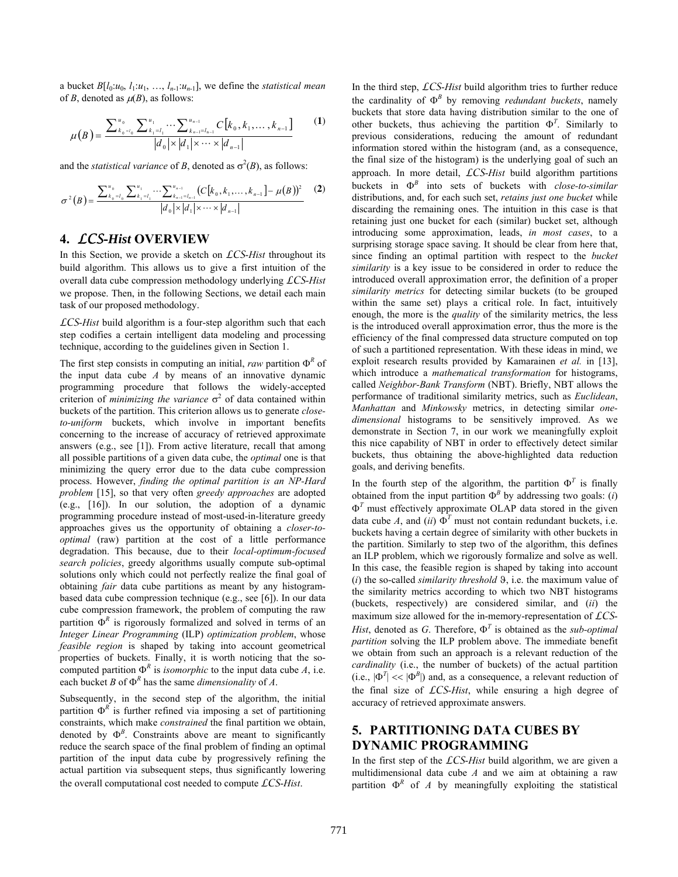a bucket $B[l_0{:}u_0, l_1{:}u_1, \ldots, l_{n-1}{:}u_{n-1}]$, we define the *statistical mean* of $B$, denoted as $\mu(B)$, as follows:

$$\mu(B) = \frac{\sum_{k_0=l_0}^{u_0} \sum_{k_1=l_1}^{u_1} \cdots \sum_{k_{n-1}=l_{n-1}}^{u_{n-1}} C[k_0, k_1, \ldots, k_{n-1}]}{|d_0| \times |d_1| \times \cdots \times |d_{n-1}|} \quad \textbf{(1)}$$

and the *statistical variance* of $B$, denoted as $\sigma^2(B)$, as follows:

$$\sigma^2(B) = \frac{\sum_{k_0=l_0}^{u_0} \sum_{k_1=l_1}^{u_1} \cdots \sum_{k_{n-1}=l_{n-1}}^{u_{n-1}} \left(C[k_0, k_1, \ldots, k_{n-1}] - \mu(B)\right)^2}{|d_0| \times |d_1| \times \cdots \times |d_{n-1}|} \quad \textbf{(2)}$$

## 4. *ℒCS-Hist* OVERVIEW

In this Section, we provide a sketch on *ℒCS-Hist* throughout its build algorithm. This allows us to give a first intuition of the overall data cube compression methodology underlying *ℒCS-Hist* we propose. Then, in the following Sections, we detail each main task of our proposed methodology.

*ℒCS-Hist* build algorithm is a four-step algorithm such that each step codifies a certain intelligent data modeling and processing technique, according to the guidelines given in Section 1.

The first step consists in computing an initial, *raw* partition $\Phi^R$ of the input data cube $A$ by means of an innovative dynamic programming procedure that follows the widely-accepted criterion of *minimizing the variance* $\sigma^2$ of data contained within buckets of the partition. This criterion allows us to generate *close-to-uniform* buckets, which involve in important benefits concerning to the increase of accuracy of retrieved approximate answers (e.g., see [1]). From active literature, recall that among all possible partitions of a given data cube, the *optimal* one is that minimizing the query error due to the data cube compression process. However, *finding the optimal partition is an NP-Hard problem* [15], so that very often *greedy approaches* are adopted (e.g., [16]). In our solution, the adoption of a dynamic programming procedure instead of most-used-in-literature greedy approaches gives us the opportunity of obtaining a *closer-to-optimal* (raw) partition at the cost of a little performance degradation. This because, due to their *local-optimum-focused search policies*, greedy algorithms usually compute sub-optimal solutions only which could not perfectly realize the final goal of obtaining *fair* data cube partitions as meant by any histogram-based data cube compression technique (e.g., see [6]). In our data cube compression framework, the problem of computing the raw partition $\Phi^R$ is rigorously formalized and solved in terms of an *Integer Linear Programming* (ILP) *optimization problem*, whose *feasible region* is shaped by taking into account geometrical properties of buckets. Finally, it is worth noticing that the so-computed partition $\Phi^R$ is *isomorphic* to the input data cube $A$, i.e. each bucket $B$ of $\Phi^R$ has the same *dimensionality* of $A$.

Subsequently, in the second step of the algorithm, the initial partition $\Phi^R$ is further refined via imposing a set of partitioning constraints, which make *constrained* the final partition we obtain, denoted by $\Phi^B$. Constraints above are meant to significantly reduce the search space of the final problem of finding an optimal partition of the input data cube by progressively refining the actual partition via subsequent steps, thus significantly lowering the overall computational cost needed to compute *ℒCS-Hist*.

In the third step, *ℒCS-Hist* build algorithm tries to further reduce the cardinality of $\Phi^B$ by removing *redundant buckets*, namely buckets that store data having distribution similar to the one of other buckets, thus achieving the partition $\Phi^T$. Similarly to previous considerations, reducing the amount of redundant information stored within the histogram (and, as a consequence, the final size of the histogram) is the underlying goal of such an approach. In more detail, *ℒCS-Hist* build algorithm partitions buckets in $\Phi^B$ into sets of buckets with *close-to-similar* distributions, and, for each such set, *retains just one bucket* while discarding the remaining ones. The intuition in this case is that retaining just one bucket for each (similar) bucket set, although introducing some approximation, leads, *in most cases*, to a surprising storage space saving. It should be clear from here that, since finding an optimal partition with respect to the *bucket similarity* is a key issue to be considered in order to reduce the introduced overall approximation error, the definition of a proper *similarity metrics* for detecting similar buckets (to be grouped within the same set) plays a critical role. In fact, intuitively enough, the more is the *quality* of the similarity metrics, the less is the introduced overall approximation error, thus the more is the efficiency of the final compressed data structure computed on top of such a partitioned representation. With these ideas in mind, we exploit research results provided by Kamarainen *et al.* in [13], which introduce a *mathematical transformation* for histograms, called *Neighbor-Bank Transform* (NBT). Briefly, NBT allows the performance of traditional similarity metrics, such as *Euclidean*, *Manhattan* and *Minkowsky* metrics, in detecting similar *one-dimensional* histograms to be sensitively improved. As we demonstrate in Section 7, in our work we meaningfully exploit this nice capability of NBT in order to effectively detect similar buckets, thus obtaining the above-highlighted data reduction goals, and deriving benefits.

In the fourth step of the algorithm, the partition $\Phi^T$ is finally obtained from the input partition $\Phi^B$ by addressing two goals: (*i*) $\Phi^T$ must effectively approximate OLAP data stored in the given data cube $A$, and (*ii*) $\Phi^T$ must not contain redundant buckets, i.e. buckets having a certain degree of similarity with other buckets in the partition. Similarly to step two of the algorithm, this defines an ILP problem, which we rigorously formalize and solve as well. In this case, the feasible region is shaped by taking into account (*i*) the so-called *similarity threshold* $\vartheta$, i.e. the maximum value of the similarity metrics according to which two NBT histograms (buckets, respectively) are considered similar, and (*ii*) the maximum size allowed for the in-memory-representation of *ℒCS-Hist*, denoted as $G$. Therefore, $\Phi^T$ is obtained as the *sub-optimal partition* solving the ILP problem above. The immediate benefit we obtain from such an approach is a relevant reduction of the *cardinality* (i.e., the number of buckets) of the actual partition (i.e., $|\Phi^T| << |\Phi^B|$) and, as a consequence, a relevant reduction of the final size of *ℒCS-Hist*, while ensuring a high degree of accuracy of retrieved approximate answers.

## 5. PARTITIONING DATA CUBES BY DYNAMIC PROGRAMMING

In the first step of the *ℒCS-Hist* build algorithm, we are given a multidimensional data cube $A$ and we aim at obtaining a raw partition $\Phi^R$ of $A$ by meaningfully exploiting the statistical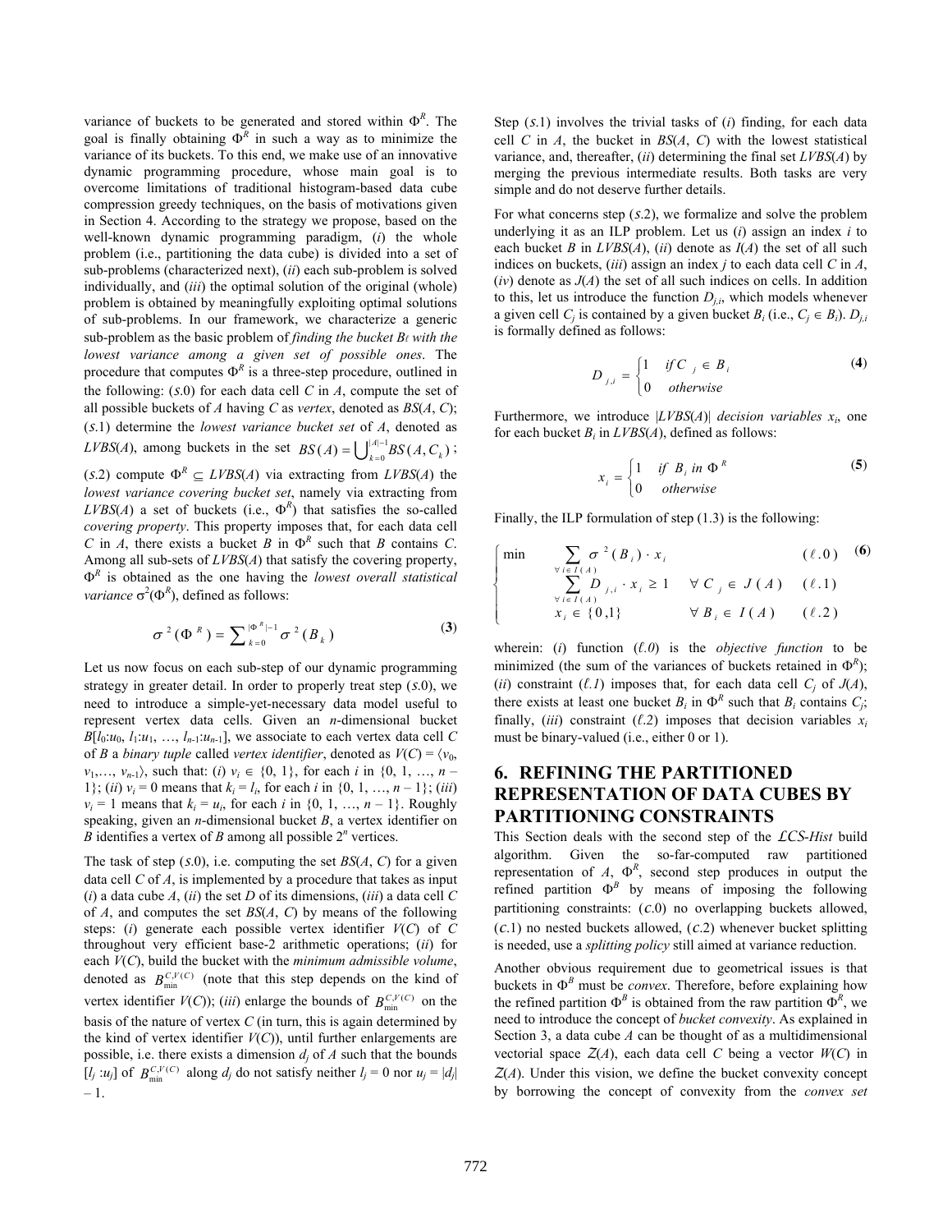variance of buckets to be generated and stored within $\Phi^R$. The goal is finally obtaining $\Phi^R$ in such a way as to minimize the variance of its buckets. To this end, we make use of an innovative dynamic programming procedure, whose main goal is to overcome limitations of traditional histogram-based data cube compression greedy techniques, on the basis of motivations given in Section 4. According to the strategy we propose, based on the well-known dynamic programming paradigm, (*i*) the whole problem (i.e., partitioning the data cube) is divided into a set of sub-problems (characterized next), (*ii*) each sub-problem is solved individually, and (*iii*) the optimal solution of the original (whole) problem is obtained by meaningfully exploiting optimal solutions of sub-problems. In our framework, we characterize a generic sub-problem as the basic problem of *finding the bucket $B_\ell$ with the lowest variance among a given set of possible ones*. The procedure that computes $\Phi^R$ is a three-step procedure, outlined in the following: (*s*.0) for each data cell $C$ in $A$, compute the set of all possible buckets of $A$ having $C$ as *vertex*, denoted as $BS(A, C)$; (*s*.1) determine the *lowest variance bucket set* of $A$, denoted as $LVBS(A)$, among buckets in the set $BS(A) = \bigcup_{k=0}^{|A|-1} BS(A, C_k)$; (*s*.2) compute $\Phi^R \subseteq LVBS(A)$ via extracting from $LVBS(A)$ the *lowest variance covering bucket set*, namely via extracting from $LVBS(A)$ a set of buckets (i.e., $\Phi^R$) that satisfies the so-called *covering property*. This property imposes that, for each data cell $C$ in $A$, there exists a bucket $B$ in $\Phi^R$ such that $B$ contains $C$. Among all sub-sets of $LVBS(A)$ that satisfy the covering property, $\Phi^R$ is obtained as the one having the *lowest overall statistical variance* $\sigma^2(\Phi^R)$, defined as follows:

$$\sigma^2(\Phi^R) = \sum_{k=0}^{|\Phi^R|-1} \sigma^2(B_k) \qquad (3)$$

Let us now focus on each sub-step of our dynamic programming strategy in greater detail. In order to properly treat step (*s*.0), we need to introduce a simple-yet-necessary data model useful to represent vertex data cells. Given an $n$-dimensional bucket $B[l_0{:}u_0, l_1{:}u_1, \ldots, l_{n-1}{:}u_{n-1}]$, we associate to each vertex data cell $C$ of $B$ a *binary tuple* called *vertex identifier*, denoted as $V(C) = \langle v_0, v_1, \ldots, v_{n-1} \rangle$, such that: (*i*) $v_i \in \{0, 1\}$, for each $i$ in $\{0, 1, \ldots, n-1\}$; (*ii*) $v_i = 0$ means that $k_i = l_i$, for each $i$ in $\{0, 1, \ldots, n-1\}$; (*iii*) $v_i = 1$ means that $k_i = u_i$, for each $i$ in $\{0, 1, \ldots, n-1\}$. Roughly speaking, given an $n$-dimensional bucket $B$, a vertex identifier on $B$ identifies a vertex of $B$ among all possible $2^n$ vertices.

The task of step (*s*.0), i.e. computing the set $BS(A, C)$ for a given data cell $C$ of $A$, is implemented by a procedure that takes as input (*i*) a data cube $A$, (*ii*) the set $D$ of its dimensions, (*iii*) a data cell $C$ of $A$, and computes the set $BS(A, C)$ by means of the following steps: (*i*) generate each possible vertex identifier $V(C)$ of $C$ throughout very efficient base-2 arithmetic operations; (*ii*) for each $V(C)$, build the bucket with the *minimum admissible volume*, denoted as $B_{\min}^{C,V(C)}$ (note that this step depends on the kind of vertex identifier $V(C)$); (*iii*) enlarge the bounds of $B_{\min}^{C,V(C)}$ on the basis of the nature of vertex $C$ (in turn, this is again determined by the kind of vertex identifier $V(C)$), until further enlargements are possible, i.e. there exists a dimension $d_j$ of $A$ such that the bounds $[l_j{:}u_j]$ of $B_{\min}^{C,V(C)}$ along $d_j$ do not satisfy neither $l_j = 0$ nor $u_j = |d_j| - 1$.

Step (*s*.1) involves the trivial tasks of (*i*) finding, for each data cell $C$ in $A$, the bucket in $BS(A, C)$ with the lowest statistical variance, and, thereafter, (*ii*) determining the final set $LVBS(A)$ by merging the previous intermediate results. Both tasks are very simple and do not deserve further details.

For what concerns step (*s*.2), we formalize and solve the problem underlying it as an ILP problem. Let us (*i*) assign an index $i$ to each bucket $B$ in $LVBS(A)$, (*ii*) denote as $I(A)$ the set of all such indices on buckets, (*iii*) assign an index $j$ to each data cell $C$ in $A$, (*iv*) denote as $J(A)$ the set of all such indices on cells. In addition to this, let us introduce the function $D_{j,i}$, which models whenever a given cell $C_j$ is contained by a given bucket $B_i$ (i.e., $C_j \in B_i$). $D_{j,i}$ is formally defined as follows:

$$D_{j,i} = \begin{cases} 1 & \text{if } C_j \in B_i \\ 0 & \text{otherwise} \end{cases} \qquad (4)$$

Furthermore, we introduce $|LVBS(A)|$ *decision variables* $x_i$, one for each bucket $B_i$ in $LVBS(A)$, defined as follows:

$$x_i = \begin{cases} 1 & \text{if } B_i \text{ in } \Phi^R \\ 0 & \text{otherwise} \end{cases} \qquad (5)$$

Finally, the ILP formulation of step (1.3) is the following:

$$\begin{cases} \min \displaystyle\sum_{\forall i \in I(A)} \sigma^2(B_i) \cdot x_i & (\ell.0) \\ \displaystyle\sum_{\forall i \in I(A)} D_{j,i} \cdot x_i \geq 1 \quad \forall C_j \in J(A) & (\ell.1) \\ x_i \in \{0,1\} \quad \forall B_i \in I(A) & (\ell.2) \end{cases} \qquad (6)$$

wherein: (*i*) function ($\ell$.0) is the *objective function* to be minimized (the sum of the variances of buckets retained in $\Phi^R$); (*ii*) constraint ($\ell$.1) imposes that, for each data cell $C_j$ of $J(A)$, there exists at least one bucket $B_i$ in $\Phi^R$ such that $B_i$ contains $C_j$; finally, (*iii*) constraint ($\ell$.2) imposes that decision variables $x_i$ must be binary-valued (i.e., either 0 or 1).

## 6. REFINING THE PARTITIONED REPRESENTATION OF DATA CUBES BY PARTITIONING CONSTRAINTS

This Section deals with the second step of the *ℒCS-Hist* build algorithm. Given the so-far-computed raw partitioned representation of $A$, $\Phi^R$, second step produces in output the refined partition $\Phi^B$ by means of imposing the following partitioning constraints: (*c*.0) no overlapping buckets allowed, (*c*.1) no nested buckets allowed, (*c*.2) whenever bucket splitting is needed, use a *splitting policy* still aimed at variance reduction.

Another obvious requirement due to geometrical issues is that buckets in $\Phi^B$ must be *convex*. Therefore, before explaining how the refined partition $\Phi^B$ is obtained from the raw partition $\Phi^R$, we need to introduce the concept of *bucket convexity*. As explained in Section 3, a data cube $A$ can be thought of as a multidimensional vectorial space $\mathcal{Z}(A)$, each data cell $C$ being a vector $W(C)$ in $\mathcal{Z}(A)$. Under this vision, we define the bucket convexity concept by borrowing the concept of convexity from the *convex set*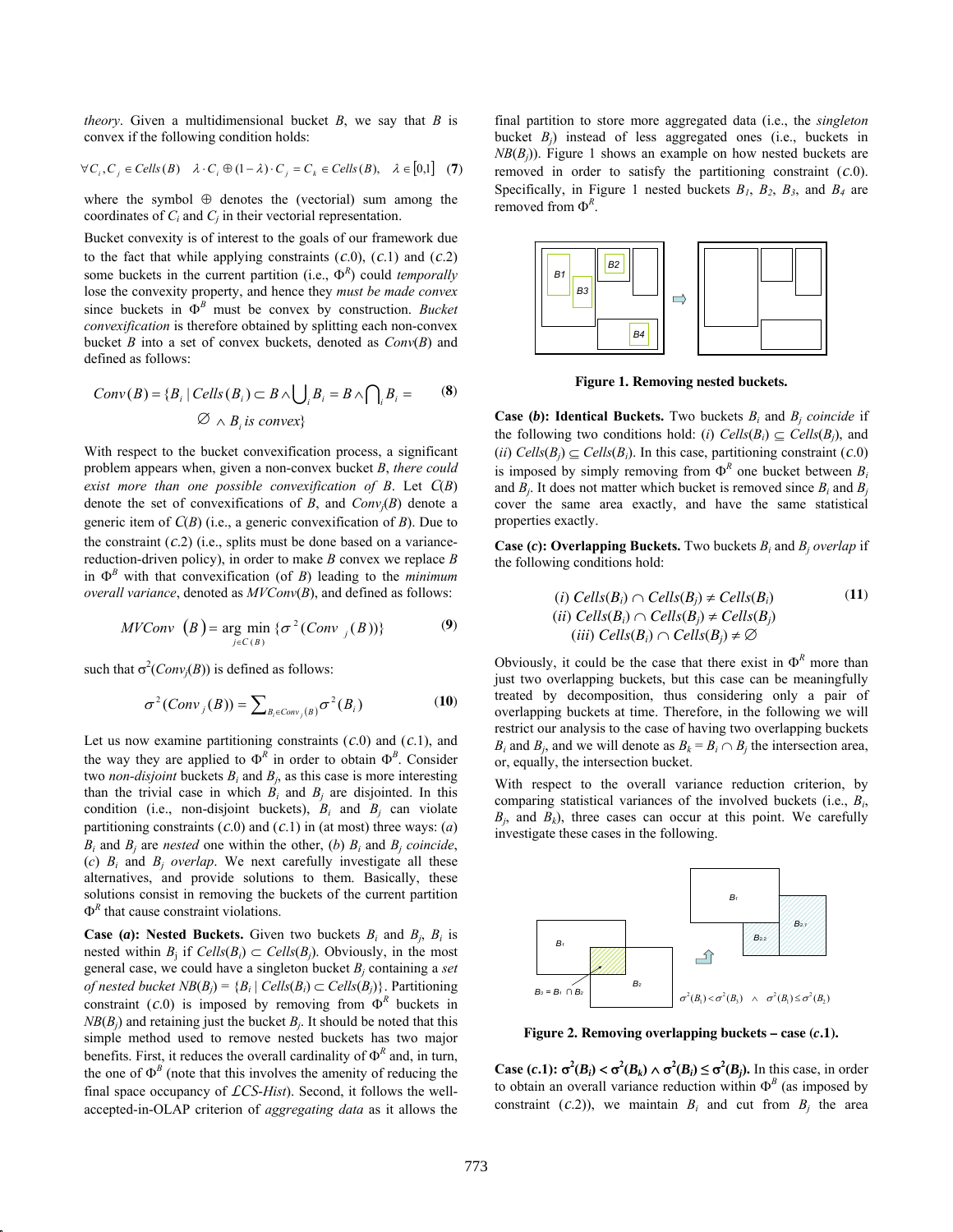*theory*. Given a multidimensional bucket $B$, we say that $B$ is convex if the following condition holds:

$$\forall C_i, C_j \in Cells(B) \quad \lambda \cdot C_i \oplus (1-\lambda) \cdot C_j = C_k \in Cells(B), \quad \lambda \in [0,1] \quad \textbf{(7)}$$

where the symbol $\oplus$ denotes the (vectorial) sum among the coordinates of $C_i$ and $C_j$ in their vectorial representation.

Bucket convexity is of interest to the goals of our framework due to the fact that while applying constraints ($c$.0), ($c$.1) and ($c$.2) some buckets in the current partition (i.e., $\Phi^R$) could *temporally* lose the convexity property, and hence they *must be made convex* since buckets in $\Phi^B$ must be convex by construction. *Bucket convexification* is therefore obtained by splitting each non-convex bucket $B$ into a set of convex buckets, denoted as $Conv(B)$ and defined as follows:

$$Conv(B) = \{B_i \mid Cells(B_i) \subset B \wedge \bigcup_i B_i = B \wedge \bigcap_i B_i = \varnothing \wedge B_i \text{ is convex}\} \quad \textbf{(8)}$$

With respect to the bucket convexification process, a significant problem appears when, given a non-convex bucket $B$, *there could exist more than one possible convexification of* $B$. Let $\mathcal{C}(B)$ denote the set of convexifications of $B$, and $Conv_j(B)$ denote a generic item of $\mathcal{C}(B)$ (i.e., a generic convexification of $B$). Due to the constraint ($c$.2) (i.e., splits must be done based on a variance-reduction-driven policy), in order to make $B$ convex we replace $B$ in $\Phi^B$ with that convexification (of $B$) leading to the *minimum overall variance*, denoted as $MVConv(B)$, and defined as follows:

$$MVConv(B) = \arg\min_{j \in \mathcal{C}(B)} \{\sigma^2(Conv_j(B))\} \quad \textbf{(9)}$$

such that $\sigma^2(Conv_j(B))$ is defined as follows:

$$\sigma^2(Conv_j(B)) = \sum_{B_i \in Conv_j(B)} \sigma^2(B_i) \quad \textbf{(10)}$$

Let us now examine partitioning constraints ($c$.0) and ($c$.1), and the way they are applied to $\Phi^R$ in order to obtain $\Phi^B$. Consider two *non-disjoint* buckets $B_i$ and $B_j$, as this case is more interesting than the trivial case in which $B_i$ and $B_j$ are disjointed. In this condition (i.e., non-disjoint buckets), $B_i$ and $B_j$ can violate partitioning constraints ($c$.0) and ($c$.1) in (at most) three ways: ($a$) $B_i$ and $B_j$ are *nested* one within the other, ($b$) $B_i$ and $B_j$ *coincide*, ($c$) $B_i$ and $B_j$ *overlap*. We next carefully investigate all these alternatives, and provide solutions to them. Basically, these solutions consist in removing the buckets of the current partition $\Phi^R$ that cause constraint violations.

**Case (*a*): Nested Buckets.** Given two buckets $B_i$ and $B_j$, $B_i$ is nested within $B_j$ if $Cells(B_i) \subset Cells(B_j)$. Obviously, in the most general case, we could have a singleton bucket $B_j$ containing a *set of nested bucket* $NB(B_j) = \{B_i \mid Cells(B_i) \subset Cells(B_j)\}$. Partitioning constraint ($c$.0) is imposed by removing from $\Phi^R$ buckets in $NB(B_j)$ and retaining just the bucket $B_j$. It should be noted that this simple method used to remove nested buckets has two major benefits. First, it reduces the overall cardinality of $\Phi^R$ and, in turn, the one of $\Phi^B$ (note that this involves the amenity of reducing the final space occupancy of *$\mathcal{L}$CS-Hist*). Second, it follows the well-accepted-in-OLAP criterion of *aggregating data* as it allows the final partition to store more aggregated data (i.e., the *singleton* bucket $B_j$) instead of less aggregated ones (i.e., buckets in $NB(B_j)$). Figure 1 shows an example on how nested buckets are removed in order to satisfy the partitioning constraint ($c$.0). Specifically, in Figure 1 nested buckets $B_1$, $B_2$, $B_3$, and $B_4$ are removed from $\Phi^R$.

**Figure 1. Removing nested buckets.**

**Case (*b*): Identical Buckets.** Two buckets $B_i$ and $B_j$ *coincide* if the following two conditions hold: ($i$) $Cells(B_i) \subseteq Cells(B_j)$, and ($ii$) $Cells(B_j) \subseteq Cells(B_i)$. In this case, partitioning constraint ($c$.0) is imposed by simply removing from $\Phi^R$ one bucket between $B_i$ and $B_j$. It does not matter which bucket is removed since $B_i$ and $B_j$ cover the same area exactly, and have the same statistical properties exactly.

**Case (*c*): Overlapping Buckets.** Two buckets $B_i$ and $B_j$ *overlap* if the following conditions hold:

$$\begin{array}{c} (i)\ Cells(B_i) \cap Cells(B_j) \neq Cells(B_i) \\ (ii)\ Cells(B_i) \cap Cells(B_j) \neq Cells(B_j) \\ (iii)\ Cells(B_i) \cap Cells(B_j) \neq \varnothing \end{array} \quad \textbf{(11)}$$

Obviously, it could be the case that there exist in $\Phi^R$ more than just two overlapping buckets, but this case can be meaningfully treated by decomposition, thus considering only a pair of overlapping buckets at time. Therefore, in the following we will restrict our analysis to the case of having two overlapping buckets $B_i$ and $B_j$, and we will denote as $B_k = B_i \cap B_j$ the intersection area, or, equally, the intersection bucket.

With respect to the overall variance reduction criterion, by comparing statistical variances of the involved buckets (i.e., $B_i$, $B_j$, and $B_k$), three cases can occur at this point. We carefully investigate these cases in the following.

**Figure 2. Removing overlapping buckets – case ($c$.1).**

**Case ($c$.1): $\sigma^2(B_i) < \sigma^2(B_k) \wedge \sigma^2(B_i) \leq \sigma^2(B_j)$.** In this case, in order to obtain an overall variance reduction within $\Phi^B$ (as imposed by constraint ($c$.2)), we maintain $B_i$ and cut from $B_j$ the area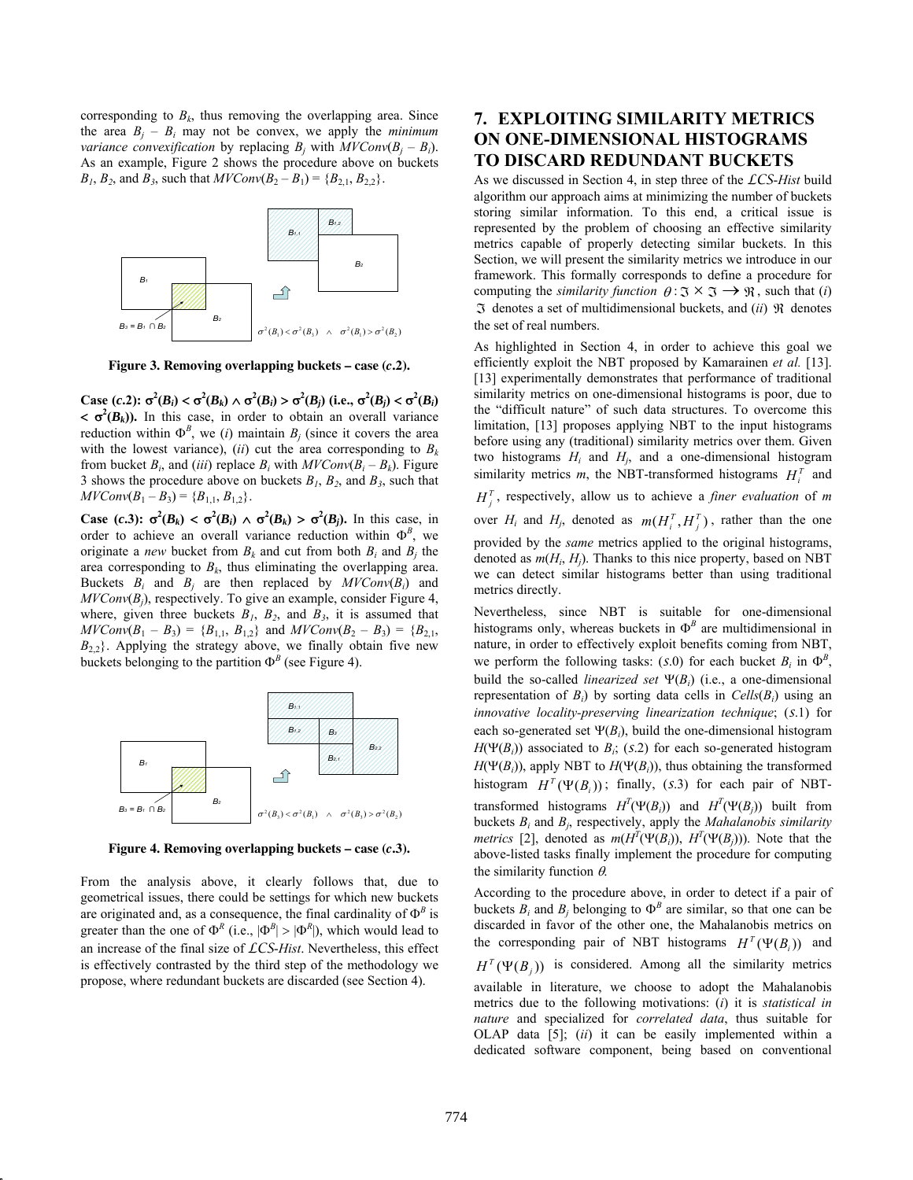corresponding to $B_k$, thus removing the overlapping area. Since the area $B_j - B_i$ may not be convex, we apply the *minimum variance convexification* by replacing $B_j$ with $MVConv(B_j - B_i)$. As an example, Figure 2 shows the procedure above on buckets $B_1$, $B_2$, and $B_3$, such that $MVConv(B_2 - B_1) = \{B_{2,1}, B_{2,2}\}$.

**Figure 3. Removing overlapping buckets – case (*c*.2).**

**Case (*c*.2): $\sigma^2(B_i) < \sigma^2(B_k) \wedge \sigma^2(B_i) > \sigma^2(B_j)$ (i.e., $\sigma^2(B_j) < \sigma^2(B_i) < \sigma^2(B_k)$).** In this case, in order to obtain an overall variance reduction within $\Phi^B$, we (*i*) maintain $B_j$ (since it covers the area with the lowest variance), (*ii*) cut the area corresponding to $B_k$ from bucket $B_i$, and (*iii*) replace $B_i$ with $MVConv(B_i - B_k)$. Figure 3 shows the procedure above on buckets $B_1$, $B_2$, and $B_3$, such that $MVConv(B_1 - B_3) = \{B_{1,1}, B_{1,2}\}$.

**Case (*c*.3): $\sigma^2(B_k) < \sigma^2(B_i) \wedge \sigma^2(B_k) > \sigma^2(B_j)$.** In this case, in order to achieve an overall variance reduction within $\Phi^B$, we originate a *new* bucket from $B_k$ and cut from both $B_i$ and $B_j$ the area corresponding to $B_k$, thus eliminating the overlapping area. Buckets $B_i$ and $B_j$ are then replaced by $MVConv(B_i)$ and $MVConv(B_j)$, respectively. To give an example, consider Figure 4, where, given three buckets $B_1$, $B_2$, and $B_3$, it is assumed that $MVConv(B_1 - B_3) = \{B_{1,1}, B_{1,2}\}$ and $MVConv(B_2 - B_3) = \{B_{2,1}, B_{2,2}\}$. Applying the strategy above, we finally obtain five new buckets belonging to the partition $\Phi^B$ (see Figure 4).

**Figure 4. Removing overlapping buckets – case (*c*.3).**

From the analysis above, it clearly follows that, due to geometrical issues, there could be settings for which new buckets are originated and, as a consequence, the final cardinality of $\Phi^B$ is greater than the one of $\Phi^R$ (i.e., $|\Phi^B| > |\Phi^R|$), which would lead to an increase of the final size of *ℒCS-Hist*. Nevertheless, this effect is effectively contrasted by the third step of the methodology we propose, where redundant buckets are discarded (see Section 4).

## 7. EXPLOITING SIMILARITY METRICS ON ONE-DIMENSIONAL HISTOGRAMS TO DISCARD REDUNDANT BUCKETS

As we discussed in Section 4, in step three of the *ℒCS-Hist* build algorithm our approach aims at minimizing the number of buckets storing similar information. To this end, a critical issue is represented by the problem of choosing an effective similarity metrics capable of properly detecting similar buckets. In this Section, we will present the similarity metrics we introduce in our framework. This formally corresponds to define a procedure for computing the *similarity function* $\theta : \Im \times \Im \rightarrow \Re$, such that (*i*) $\Im$ denotes a set of multidimensional buckets, and (*ii*) $\Re$ denotes the set of real numbers.

As highlighted in Section 4, in order to achieve this goal we efficiently exploit the NBT proposed by Kamarainen *et al.* [13]. [13] experimentally demonstrates that performance of traditional similarity metrics on one-dimensional histograms is poor, due to the "difficult nature" of such data structures. To overcome this limitation, [13] proposes applying NBT to the input histograms before using any (traditional) similarity metrics over them. Given two histograms $H_i$ and $H_j$, and a one-dimensional histogram similarity metrics $m$, the NBT-transformed histograms $H_i^T$ and $H_j^T$, respectively, allow us to achieve a *finer evaluation* of $m$ over $H_i$ and $H_j$, denoted as $m(H_i^T, H_j^T)$, rather than the one provided by the *same* metrics applied to the original histograms, denoted as $m(H_i, H_j)$. Thanks to this nice property, based on NBT we can detect similar histograms better than using traditional metrics directly.

Nevertheless, since NBT is suitable for one-dimensional histograms only, whereas buckets in $\Phi^B$ are multidimensional in nature, in order to effectively exploit benefits coming from NBT, we perform the following tasks: (*s*.0) for each bucket $B_i$ in $\Phi^B$, build the so-called *linearized set* $\Psi(B_i)$ (i.e., a one-dimensional representation of $B_i$) by sorting data cells in $Cells(B_i)$ using an *innovative locality-preserving linearization technique*; (*s*.1) for each so-generated set $\Psi(B_i)$, build the one-dimensional histogram $H(\Psi(B_i))$ associated to $B_i$; (*s*.2) for each so-generated histogram $H(\Psi(B_i))$, apply NBT to $H(\Psi(B_i))$, thus obtaining the transformed histogram $H^T(\Psi(B_i))$; finally, (*s*.3) for each pair of NBT-transformed histograms $H^T(\Psi(B_i))$ and $H^T(\Psi(B_j))$ built from buckets $B_i$ and $B_j$, respectively, apply the *Mahalanobis similarity metrics* [2], denoted as $m(H^T(\Psi(B_i)), H^T(\Psi(B_j)))$. Note that the above-listed tasks finally implement the procedure for computing the similarity function $\theta$.

According to the procedure above, in order to detect if a pair of buckets $B_i$ and $B_j$ belonging to $\Phi^B$ are similar, so that one can be discarded in favor of the other one, the Mahalanobis metrics on the corresponding pair of NBT histograms $H^T(\Psi(B_i))$ and $H^T(\Psi(B_j))$ is considered. Among all the similarity metrics available in literature, we choose to adopt the Mahalanobis metrics due to the following motivations: (*i*) it is *statistical in nature* and specialized for *correlated data*, thus suitable for OLAP data [5]; (*ii*) it can be easily implemented within a dedicated software component, being based on conventional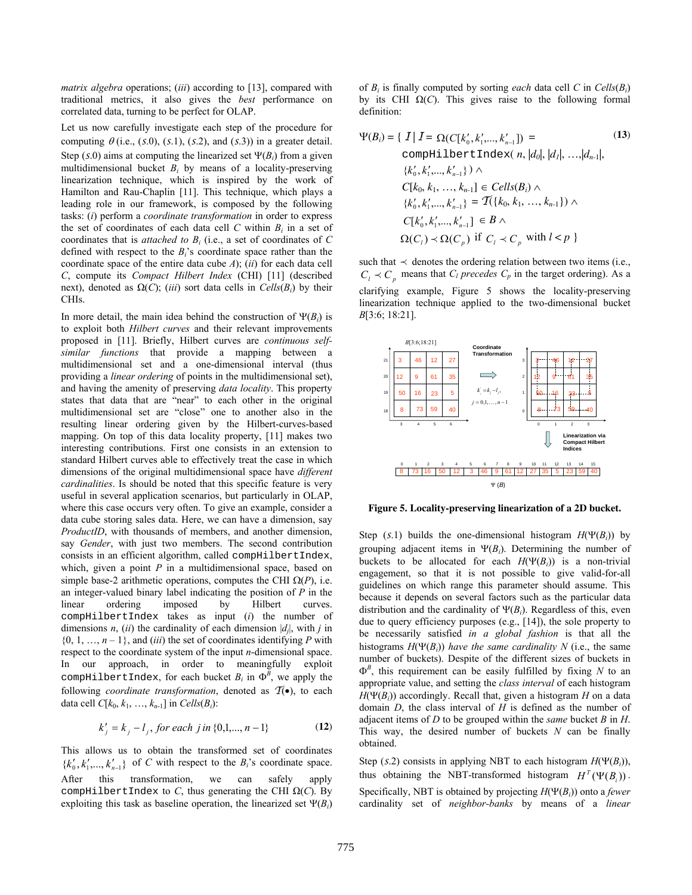*matrix algebra* operations; (*iii*) according to [13], compared with traditional metrics, it also gives the *best* performance on correlated data, turning to be perfect for OLAP.

Let us now carefully investigate each step of the procedure for computing $\theta$ (i.e., ($s$.0), ($s$.1), ($s$.2), and ($s$.3)) in a greater detail. Step ($s$.0) aims at computing the linearized set $\Psi(B_i)$ from a given multidimensional bucket $B_i$ by means of a locality-preserving linearization technique, which is inspired by the work of Hamilton and Rau-Chaplin [11]. This technique, which plays a leading role in our framework, is composed by the following tasks: (*i*) perform a *coordinate transformation* in order to express the set of coordinates of each data cell $C$ within $B_i$ in a set of coordinates that is *attached to* $B_i$ (i.e., a set of coordinates of $C$ defined with respect to the $B_i$'s coordinate space rather than the coordinate space of the entire data cube $A$); (*ii*) for each data cell $C$, compute its *Compact Hilbert Index* (CHI) [11] (described next), denoted as $\Omega(C)$; (*iii*) sort data cells in $Cells(B_i)$ by their CHIs.

In more detail, the main idea behind the construction of $\Psi(B_i)$ is to exploit both *Hilbert curves* and their relevant improvements proposed in [11]. Briefly, Hilbert curves are *continuous self-similar functions* that provide a mapping between a multidimensional set and a one-dimensional interval (thus providing a *linear ordering* of points in the multidimensional set), and having the amenity of preserving *data locality*. This property states that data that are "near" to each other in the original multidimensional set are "close" one to another also in the resulting linear ordering given by the Hilbert-curves-based mapping. On top of this data locality property, [11] makes two interesting contributions. First one consists in an extension to standard Hilbert curves able to effectively treat the case in which dimensions of the original multidimensional space have *different cardinalities*. Is should be noted that this specific feature is very useful in several application scenarios, but particularly in OLAP, where this case occurs very often. To give an example, consider a data cube storing sales data. Here, we can have a dimension, say *ProductID*, with thousands of members, and another dimension, say *Gender*, with just two members. The second contribution consists in an efficient algorithm, called `compHilbertIndex`, which, given a point $P$ in a multidimensional space, based on simple base-2 arithmetic operations, computes the CHI $\Omega(P)$, i.e. an integer-valued binary label indicating the position of $P$ in the linear ordering imposed by Hilbert curves. `compHilbertIndex` takes as input (*i*) the number of dimensions $n$, (*ii*) the cardinality of each dimension $|d_j|$, with $j$ in $\{0, 1, \ldots, n-1\}$, and (*iii*) the set of coordinates identifying $P$ with respect to the coordinate system of the input $n$-dimensional space. In our approach, in order to meaningfully exploit `compHilbertIndex`, for each bucket $B_i$ in $\Phi^B$, we apply the following *coordinate transformation*, denoted as $\mathcal{T}(\bullet)$, to each data cell $C[k_0, k_1, \ldots, k_{n-1}]$ in $Cells(B_i)$:

$$k'_j = k_j - l_j,\ \textit{for each } j \textit{ in } \{0,1,\ldots,n-1\} \qquad (12)$$

This allows us to obtain the transformed set of coordinates $\{k'_0, k'_1, \ldots, k'_{n-1}\}$ of $C$ with respect to the $B_i$'s coordinate space. After this transformation, we can safely apply `compHilbertIndex` to $C$, thus generating the CHI $\Omega(C)$. By exploiting this task as baseline operation, the linearized set $\Psi(B_i)$ of $B_i$ is finally computed by sorting *each* data cell $C$ in $Cells(B_i)$ by its CHI $\Omega(C)$. This gives raise to the following formal definition:

$$\begin{aligned}
\Psi(B_i) = \{\ \mathcal{I} \mid \mathcal{I} = \Omega(C[k'_0, k'_1, \ldots, k'_{n-1}]) = \\
&\texttt{compHilbertIndex}(\ n, |d_0|, |d_1|, \ldots, |d_{n-1}|, \\
&\{k'_0, k'_1, \ldots, k'_{n-1}\}\ ) \wedge \\
&C[k_0, k_1, \ldots, k_{n-1}] \in Cells(B_i) \wedge \\
&\{k'_0, k'_1, \ldots, k'_{n-1}\} = \mathcal{T}(\{k_0, k_1, \ldots, k_{n-1}\}) \wedge \\
&C[k'_0, k'_1, \ldots, k'_{n-1}] \in B \wedge \\
&\Omega(C_l) \prec \Omega(C_p) \text{ if } C_l \prec C_p \text{ with } l < p\ \}
\end{aligned} \qquad (13)$$

such that $\prec$ denotes the ordering relation between two items (i.e., $C_l \prec C_p$ means that $C_l$ *precedes* $C_p$ in the target ordering). As a clarifying example, Figure 5 shows the locality-preserving linearization technique applied to the two-dimensional bucket $B[3{:}6;\ 18{:}21]$.

**Figure 5. Locality-preserving linearization of a 2D bucket.**

Step ($s$.1) builds the one-dimensional histogram $H(\Psi(B_i))$ by grouping adjacent items in $\Psi(B_i)$. Determining the number of buckets to be allocated for each $H(\Psi(B_i))$ is a non-trivial engagement, so that it is not possible to give valid-for-all guidelines on which range this parameter should assume. This because it depends on several factors such as the particular data distribution and the cardinality of $\Psi(B_i)$. Regardless of this, even due to query efficiency purposes (e.g., [14]), the sole property to be necessarily satisfied *in a global fashion* is that all the histograms $H(\Psi(B_i))$ *have the same cardinality* $N$ (i.e., the same number of buckets). Despite of the different sizes of buckets in $\Phi^B$, this requirement can be easily fulfilled by fixing $N$ to an appropriate value, and setting the *class interval* of each histogram $H(\Psi(B_i))$ accordingly. Recall that, given a histogram $H$ on a data domain $D$, the class interval of $H$ is defined as the number of adjacent items of $D$ to be grouped within the *same* bucket $B$ in $H$. This way, the desired number of buckets $N$ can be finally obtained.

Step ($s$.2) consists in applying NBT to each histogram $H(\Psi(B_i))$, thus obtaining the NBT-transformed histogram $H^T(\Psi(B_i))$. Specifically, NBT is obtained by projecting $H(\Psi(B_i))$ onto a *fewer* cardinality set of *neighbor-banks* by means of a *linear*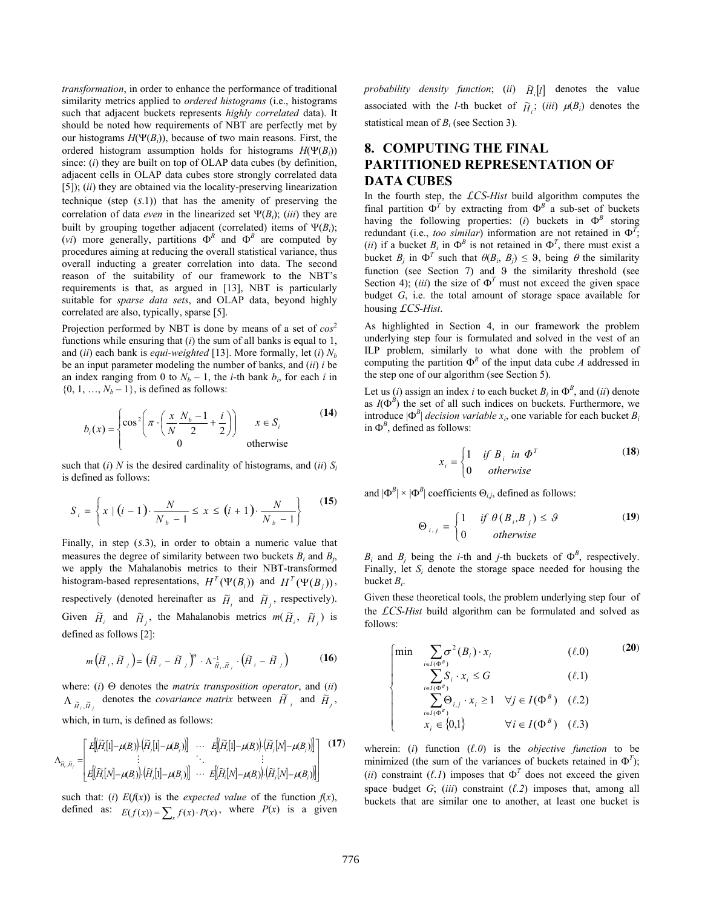*transformation*, in order to enhance the performance of traditional similarity metrics applied to *ordered histograms* (i.e., histograms such that adjacent buckets represents *highly correlated* data). It should be noted how requirements of NBT are perfectly met by our histograms $H(\Psi(B_i))$, because of two main reasons. First, the ordered histogram assumption holds for histograms $H(\Psi(B_i))$ since: (*i*) they are built on top of OLAP data cubes (by definition, adjacent cells in OLAP data cubes store strongly correlated data [5]); (*ii*) they are obtained via the locality-preserving linearization technique (step (*s*.1)) that has the amenity of preserving the correlation of data *even* in the linearized set $\Psi(B_i)$; (*iii*) they are built by grouping together adjacent (correlated) items of $\Psi(B_i)$; (*vi*) more generally, partitions $\Phi^R$ and $\Phi^B$ are computed by procedures aiming at reducing the overall statistical variance, thus overall inducting a greater correlation into data. The second reason of the suitability of our framework to the NBT's requirements is that, as argued in [13], NBT is particularly suitable for *sparse data sets*, and OLAP data, beyond highly correlated are also, typically, sparse [5].

Projection performed by NBT is done by means of a set of *cos*$^2$ functions while ensuring that (*i*) the sum of all banks is equal to 1, and (*ii*) each bank is *equi-weighted* [13]. More formally, let (*i*) $N_b$ be an input parameter modeling the number of banks, and (*ii*) $i$ be an index ranging from 0 to $N_b - 1$, the $i$-th bank $b_i$, for each $i$ in $\{0, 1, \ldots, N_b - 1\}$, is defined as follows:

$$b_i(x) = \begin{cases} \cos^2\left(\pi \cdot \left(\dfrac{x}{N} \cdot \dfrac{N_b - 1}{2} + \dfrac{i}{2}\right)\right) & x \in S_i \\ 0 & \text{otherwise} \end{cases} \tag{14}$$

such that (*i*) $N$ is the desired cardinality of histograms, and (*ii*) $S_i$ is defined as follows:

$$S_i = \left\{ x \mid (i-1) \cdot \frac{N}{N_b - 1} \leq x \leq (i+1) \cdot \frac{N}{N_b - 1} \right\} \tag{15}$$

Finally, in step (*s*.3), in order to obtain a numeric value that measures the degree of similarity between two buckets $B_i$ and $B_j$, we apply the Mahalanobis metrics to their NBT-transformed histogram-based representations, $H^T(\Psi(B_i))$ and $H^T(\Psi(B_j))$, respectively (denoted hereinafter as $\tilde{H}_i$ and $\tilde{H}_j$, respectively). Given $\tilde{H}_i$ and $\tilde{H}_j$, the Mahalanobis metrics $m(\tilde{H}_i, \tilde{H}_j)$ is defined as follows [2]:

$$m\left(\tilde{H}_i, \tilde{H}_j\right) = \left(\tilde{H}_i - \tilde{H}_j\right)^{\Theta} \cdot \Lambda^{-1}_{\tilde{H}_i, \tilde{H}_j} \cdot \left(\tilde{H}_i - \tilde{H}_j\right) \tag{16}$$

where: (*i*) $\Theta$ denotes the *matrix transposition operator*, and (*ii*) $\Lambda_{\tilde{H}_i, \tilde{H}_j}$ denotes the *covariance matrix* between $\tilde{H}_i$ and $\tilde{H}_j$, which, in turn, is defined as follows:

$$\Lambda_{\tilde{H}_i, \tilde{H}_j} = \begin{bmatrix} E\left[\left(\tilde{H}_i[1] - \mu(B_i)\right) \cdot \left(\tilde{H}_j[1] - \mu(B_j)\right)\right] & \cdots & E\left[\left(\tilde{H}_i[1] - \mu(B_i)\right) \cdot \left(\tilde{H}_j[N] - \mu(B_j)\right)\right] \\ \vdots & \ddots & \vdots \\ E\left[\left(\tilde{H}_i[N] - \mu(B_i)\right) \cdot \left(\tilde{H}_j[1] - \mu(B_j)\right)\right] & \cdots & E\left[\left(\tilde{H}_i[N] - \mu(B_i)\right) \cdot \left(\tilde{H}_j[N] - \mu(B_j)\right)\right] \end{bmatrix} \tag{17}$$

such that: (*i*) $E(f(x))$ is the *expected value* of the function $f(x)$, defined as: $E(f(x)) = \sum_x f(x) \cdot P(x)$, where $P(x)$ is a given *probability density function*; (*ii*) $\tilde{H}_i[l]$ denotes the value associated with the $l$-th bucket of $\tilde{H}_i$; (*iii*) $\mu(B_i)$ denotes the statistical mean of $B_i$ (see Section 3).

## 8. COMPUTING THE FINAL PARTITIONED REPRESENTATION OF DATA CUBES

In the fourth step, the *ℒCS-Hist* build algorithm computes the final partition $\Phi^T$ by extracting from $\Phi^B$ a sub-set of buckets having the following properties: (*i*) buckets in $\Phi^B$ storing redundant (i.e., *too similar*) information are not retained in $\Phi^T$; (*ii*) if a bucket $B_i$ in $\Phi^B$ is not retained in $\Phi^T$, there must exist a bucket $B_j$ in $\Phi^T$ such that $\theta(B_i, B_j) \leq \vartheta$, being $\theta$ the similarity function (see Section 7) and $\vartheta$ the similarity threshold (see Section 4); (*iii*) the size of $\Phi^T$ must not exceed the given space budget $G$, i.e. the total amount of storage space available for housing *ℒCS-Hist*.

As highlighted in Section 4, in our framework the problem underlying step four is formulated and solved in the vest of an ILP problem, similarly to what done with the problem of computing the partition $\Phi^R$ of the input data cube $A$ addressed in the step one of our algorithm (see Section 5).

Let us (*i*) assign an index $i$ to each bucket $B_i$ in $\Phi^B$, and (*ii*) denote as $I(\Phi^B)$ the set of all such indices on buckets. Furthermore, we introduce $|\Phi^B|$ *decision variable* $x_i$, one variable for each bucket $B_i$ in $\Phi^B$, defined as follows:

$$x_i = \begin{cases} 1 & \text{if } B_i \text{ in } \Phi^T \\ 0 & \text{otherwise} \end{cases} \tag{18}$$

and $|\Phi^B| \times |\Phi^B|$ coefficients $\Theta_{i,j}$, defined as follows:

$$\Theta_{i,j} = \begin{cases} 1 & \text{if } \theta(B_i, B_j) \leq \vartheta \\ 0 & \text{otherwise} \end{cases} \tag{19}$$

$B_i$ and $B_j$ being the $i$-th and $j$-th buckets of $\Phi^B$, respectively. Finally, let $S_i$ denote the storage space needed for housing the bucket $B_i$.

Given these theoretical tools, the problem underlying step four of the *ℒCS-Hist* build algorithm can be formulated and solved as follows:

$$\begin{cases} \min \displaystyle\sum_{i \in I(\Phi^B)} \sigma^2(B_i) \cdot x_i & (\ell.0) \\ \displaystyle\sum_{i \in I(\Phi^B)} S_i \cdot x_i \leq G & (\ell.1) \\ \displaystyle\sum_{i \in I(\Phi^B)} \Theta_{i,j} \cdot x_i \geq 1 \quad \forall j \in I(\Phi^B) & (\ell.2) \\ x_i \in \{0,1\} \quad \forall i \in I(\Phi^B) & (\ell.3) \end{cases} \tag{20}$$

wherein: (*i*) function ($\ell.0$) is the *objective function* to be minimized (the sum of the variances of buckets retained in $\Phi^T$); (*ii*) constraint ($\ell.1$) imposes that $\Phi^T$ does not exceed the given space budget $G$; (*iii*) constraint ($\ell.2$) imposes that, among all buckets that are similar one to another, at least one bucket is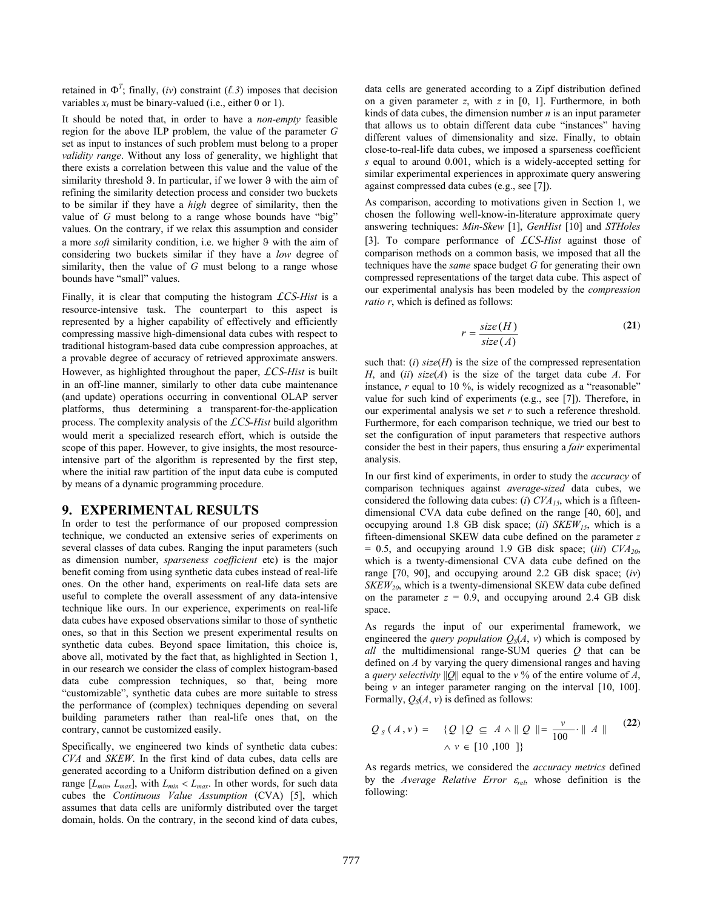retained in $\Phi^T$; finally, (*iv*) constraint ($\ell.3$) imposes that decision variables $x_i$ must be binary-valued (i.e., either 0 or 1).

It should be noted that, in order to have a *non-empty* feasible region for the above ILP problem, the value of the parameter $G$ set as input to instances of such problem must belong to a proper *validity range*. Without any loss of generality, we highlight that there exists a correlation between this value and the value of the similarity threshold $\vartheta$. In particular, if we lower $\vartheta$ with the aim of refining the similarity detection process and consider two buckets to be similar if they have a *high* degree of similarity, then the value of $G$ must belong to a range whose bounds have "big" values. On the contrary, if we relax this assumption and consider a more *soft* similarity condition, i.e. we higher $\vartheta$ with the aim of considering two buckets similar if they have a *low* degree of similarity, then the value of $G$ must belong to a range whose bounds have "small" values.

Finally, it is clear that computing the histogram $\mathcal{L}$*CS-Hist* is a resource-intensive task. The counterpart to this aspect is represented by a higher capability of effectively and efficiently compressing massive high-dimensional data cubes with respect to traditional histogram-based data cube compression approaches, at a provable degree of accuracy of retrieved approximate answers. However, as highlighted throughout the paper, $\mathcal{L}$*CS-Hist* is built in an off-line manner, similarly to other data cube maintenance (and update) operations occurring in conventional OLAP server platforms, thus determining a transparent-for-the-application process. The complexity analysis of the $\mathcal{L}$*CS-Hist* build algorithm would merit a specialized research effort, which is outside the scope of this paper. However, to give insights, the most resource-intensive part of the algorithm is represented by the first step, where the initial raw partition of the input data cube is computed by means of a dynamic programming procedure.

# 9. EXPERIMENTAL RESULTS

In order to test the performance of our proposed compression technique, we conducted an extensive series of experiments on several classes of data cubes. Ranging the input parameters (such as dimension number, *sparseness coefficient* etc) is the major benefit coming from using synthetic data cubes instead of real-life ones. On the other hand, experiments on real-life data sets are useful to complete the overall assessment of any data-intensive technique like ours. In our experience, experiments on real-life data cubes have exposed observations similar to those of synthetic ones, so that in this Section we present experimental results on synthetic data cubes. Beyond space limitation, this choice is, above all, motivated by the fact that, as highlighted in Section 1, in our research we consider the class of complex histogram-based data cube compression techniques, so that, being more "customizable", synthetic data cubes are more suitable to stress the performance of (complex) techniques depending on several building parameters rather than real-life ones that, on the contrary, cannot be customized easily.

Specifically, we engineered two kinds of synthetic data cubes: *CVA* and *SKEW*. In the first kind of data cubes, data cells are generated according to a Uniform distribution defined on a given range [$L_{min}$, $L_{max}$], with $L_{min} < L_{max}$. In other words, for such data cubes the *Continuous Value Assumption* (CVA) [5], which assumes that data cells are uniformly distributed over the target domain, holds. On the contrary, in the second kind of data cubes, data cells are generated according to a Zipf distribution defined on a given parameter $z$, with $z$ in [0, 1]. Furthermore, in both kinds of data cubes, the dimension number $n$ is an input parameter that allows us to obtain different data cube "instances" having different values of dimensionality and size. Finally, to obtain close-to-real-life data cubes, we imposed a sparseness coefficient $s$ equal to around 0.001, which is a widely-accepted setting for similar experimental experiences in approximate query answering against compressed data cubes (e.g., see [7]).

As comparison, according to motivations given in Section 1, we chosen the following well-know-in-literature approximate query answering techniques: *Min-Skew* [1], *GenHist* [10] and *STHoles* [3]. To compare performance of $\mathcal{L}$*CS-Hist* against those of comparison methods on a common basis, we imposed that all the techniques have the *same* space budget $G$ for generating their own compressed representations of the target data cube. This aspect of our experimental analysis has been modeled by the *compression ratio r*, which is defined as follows:

$$r = \frac{size(H)}{size(A)} \quad \textbf{(21)}$$

such that: (*i*) $size(H)$ is the size of the compressed representation $H$, and (*ii*) $size(A)$ is the size of the target data cube $A$. For instance, $r$ equal to 10 %, is widely recognized as a "reasonable" value for such kind of experiments (e.g., see [7]). Therefore, in our experimental analysis we set $r$ to such a reference threshold. Furthermore, for each comparison technique, we tried our best to set the configuration of input parameters that respective authors consider the best in their papers, thus ensuring a *fair* experimental analysis.

In our first kind of experiments, in order to study the *accuracy* of comparison techniques against *average-sized* data cubes, we considered the following data cubes: (*i*) $CVA_{15}$, which is a fifteen-dimensional CVA data cube defined on the range [40, 60], and occupying around 1.8 GB disk space; (*ii*) $SKEW_{15}$, which is a fifteen-dimensional SKEW data cube defined on the parameter $z$ = 0.5, and occupying around 1.9 GB disk space; (*iii*) $CVA_{20}$, which is a twenty-dimensional CVA data cube defined on the range [70, 90], and occupying around 2.2 GB disk space; (*iv*) $SKEW_{20}$, which is a twenty-dimensional SKEW data cube defined on the parameter $z$ = 0.9, and occupying around 2.4 GB disk space.

As regards the input of our experimental framework, we engineered the *query population* $Q_S(A, v)$ which is composed by *all* the multidimensional range-SUM queries $Q$ that can be defined on $A$ by varying the query dimensional ranges and having a *query selectivity* $\|Q\|$ equal to the $v$ % of the entire volume of $A$, being $v$ an integer parameter ranging on the interval [10, 100]. Formally, $Q_S(A, v)$ is defined as follows:

$$Q_S(A, v) = \left\{ Q \mid Q \subseteq A \wedge \| Q \| = \frac{v}{100} \cdot \| A \| \wedge v \in [10, 100] \right\} \quad \textbf{(22)}$$

As regards metrics, we considered the *accuracy metrics* defined by the *Average Relative Error* $\varepsilon_{rel}$, whose definition is the following: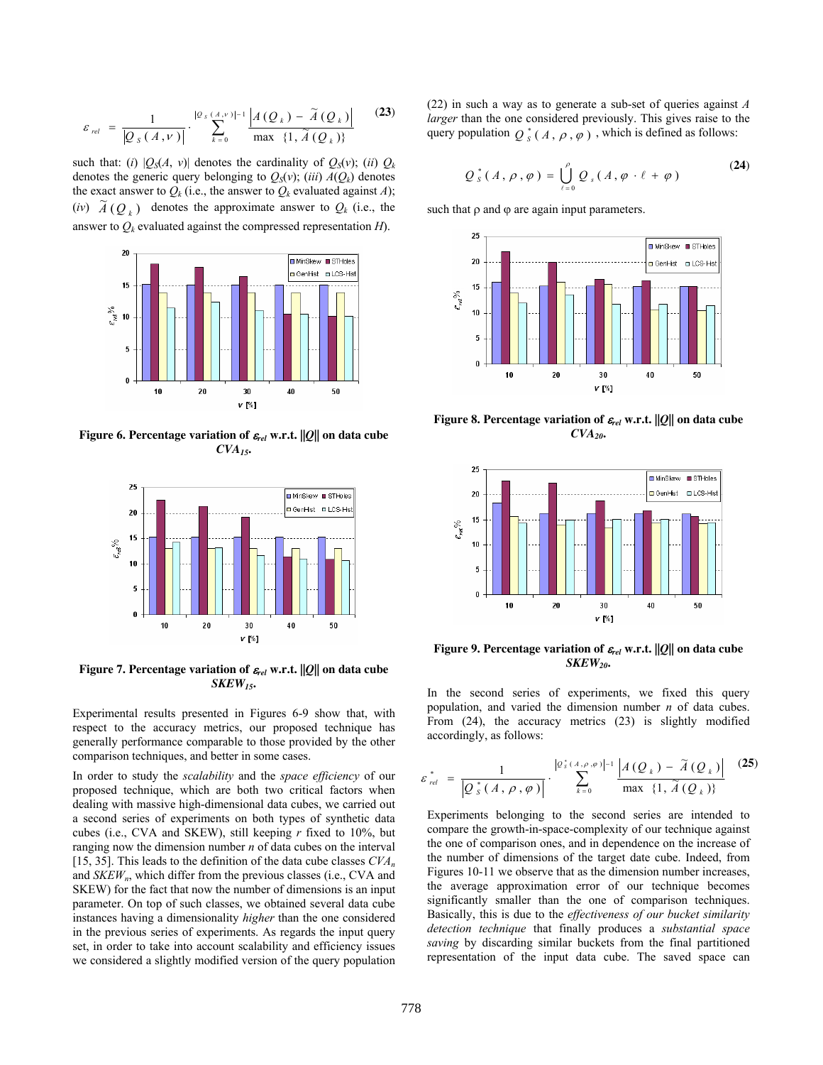$$\varepsilon_{rel} = \frac{1}{|Q_S(A,\nu)|} \cdot \sum_{k=0}^{|Q_S(A,\nu)|-1} \frac{\left|A(Q_k) - \widetilde{A}(Q_k)\right|}{\max\ \{1, \widetilde{A}(Q_k)\}} \qquad \textbf{(23)}$$

such that: (*i*) $|Q_S(A, v)|$ denotes the cardinality of $Q_S(v)$; (*ii*) $Q_k$ denotes the generic query belonging to $Q_S(v)$; (*iii*) $A(Q_k)$ denotes the exact answer to $Q_k$ (i.e., the answer to $Q_k$ evaluated against $A$); (*iv*) $\widetilde{A}(Q_k)$ denotes the approximate answer to $Q_k$ (i.e., the answer to $Q_k$ evaluated against the compressed representation $H$).

**Figure 6. Percentage variation of $\varepsilon_{rel}$ w.r.t. $||Q||$ on data cube $CVA_{15}$.**

**Figure 7. Percentage variation of $\varepsilon_{rel}$ w.r.t. $||Q||$ on data cube $SKEW_{15}$.**

Experimental results presented in Figures 6-9 show that, with respect to the accuracy metrics, our proposed technique has generally performance comparable to those provided by the other comparison techniques, and better in some cases.

In order to study the *scalability* and the *space efficiency* of our proposed technique, which are both two critical factors when dealing with massive high-dimensional data cubes, we carried out a second series of experiments on both types of synthetic data cubes (i.e., CVA and SKEW), still keeping $r$ fixed to 10%, but ranging now the dimension number $n$ of data cubes on the interval [15, 35]. This leads to the definition of the data cube classes $CVA_n$ and $SKEW_n$, which differ from the previous classes (i.e., CVA and SKEW) for the fact that now the number of dimensions is an input parameter. On top of such classes, we obtained several data cube instances having a dimensionality *higher* than the one considered in the previous series of experiments. As regards the input query set, in order to take into account scalability and efficiency issues we considered a slightly modified version of the query population (22) in such a way as to generate a sub-set of queries against $A$ *larger* than the one considered previously. This gives raise to the query population $Q_S^*(A, \rho, \varphi)$, which is defined as follows:

$$Q_S^*(A, \rho, \varphi) = \bigcup_{\ell=0}^{\rho} Q_s(A, \varphi \cdot \ell + \varphi) \qquad \textbf{(24)}$$

such that ρ and φ are again input parameters.

**Figure 8. Percentage variation of $\varepsilon_{rel}$ w.r.t. $||Q||$ on data cube $CVA_{20}$.**

**Figure 9. Percentage variation of $\varepsilon_{rel}$ w.r.t. $||Q||$ on data cube $SKEW_{20}$.**

In the second series of experiments, we fixed this query population, and varied the dimension number $n$ of data cubes. From (24), the accuracy metrics (23) is slightly modified accordingly, as follows:

$$\varepsilon_{rel}^* = \frac{1}{|Q_S^*(A,\rho,\varphi)|} \cdot \sum_{k=0}^{|Q_S^*(A,\rho,\varphi)|-1} \frac{\left|A(Q_k) - \widetilde{A}(Q_k)\right|}{\max\ \{1, \widetilde{A}(Q_k)\}} \qquad \textbf{(25)}$$

Experiments belonging to the second series are intended to compare the growth-in-space-complexity of our technique against the one of comparison ones, and in dependence on the increase of the number of dimensions of the target date cube. Indeed, from Figures 10-11 we observe that as the dimension number increases, the average approximation error of our technique becomes significantly smaller than the one of comparison techniques. Basically, this is due to the *effectiveness of our bucket similarity detection technique* that finally produces a *substantial space saving* by discarding similar buckets from the final partitioned representation of the input data cube. The saved space can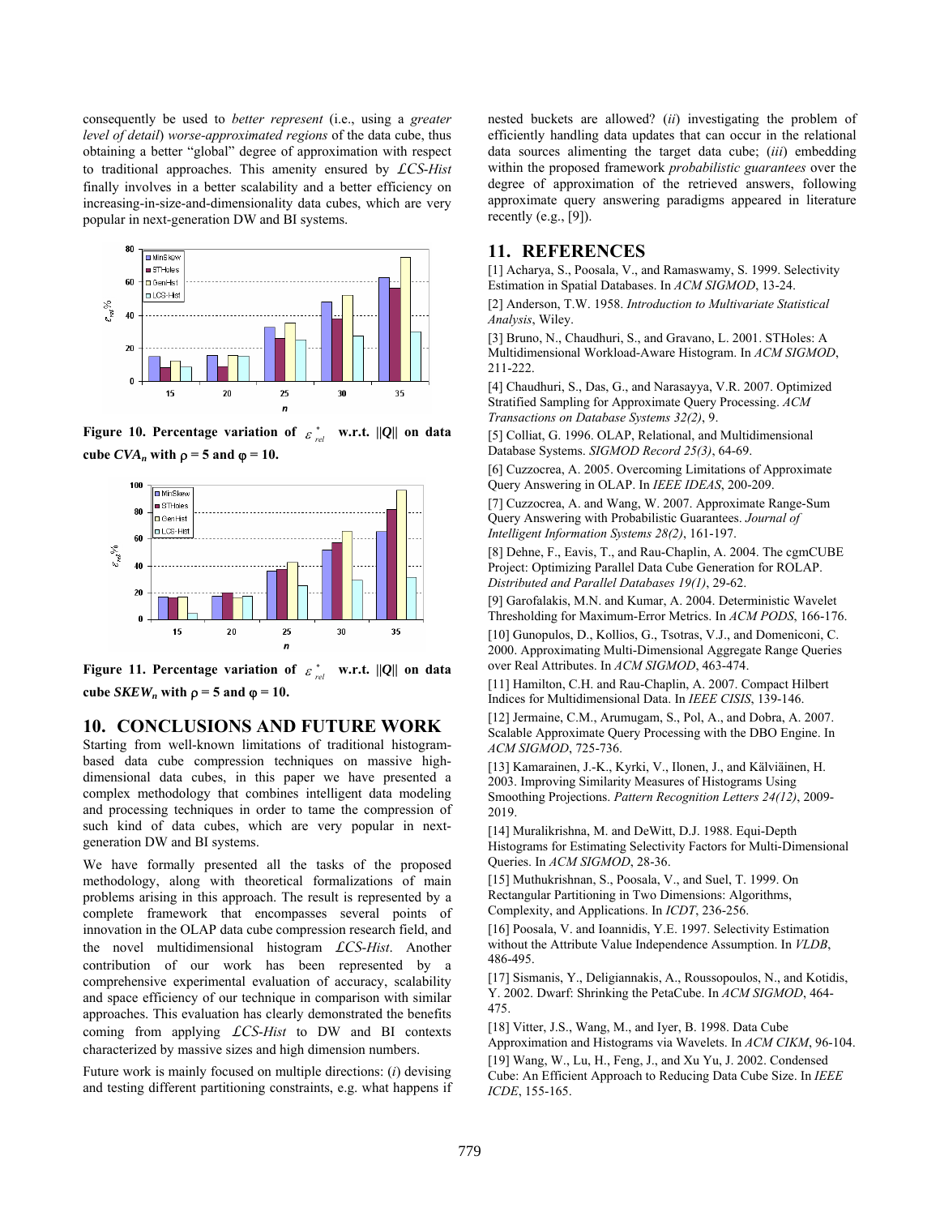consequently be used to *better represent* (i.e., using a *greater level of detail*) *worse-approximated regions* of the data cube, thus obtaining a better "global" degree of approximation with respect to traditional approaches. This amenity ensured by *ℒCS-Hist* finally involves in a better scalability and a better efficiency on increasing-in-size-and-dimensionality data cubes, which are very popular in next-generation DW and BI systems.

MinSkew
STHoles
GenHist
LCS-Hist

$\varepsilon_{rel}$ %

80
60
40
20
0

15 20 25 30 35

*n*

**Figure 10. Percentage variation of $\varepsilon^*_{rel}$ w.r.t. ||*Q*|| on data cube *CVA*$_n$ with ρ = 5 and φ = 10.**

MinSkew
STHoles
GenHist
LCS-Hist

$\varepsilon_{rel}$ %

100
80
60
40
20
0

15 20 25 30 35

*n*

**Figure 11. Percentage variation of $\varepsilon^*_{rel}$ w.r.t. ||*Q*|| on data cube *SKEW*$_n$ with ρ = 5 and φ = 10.**

## 10. CONCLUSIONS AND FUTURE WORK

Starting from well-known limitations of traditional histogram-based data cube compression techniques on massive high-dimensional data cubes, in this paper we have presented a complex methodology that combines intelligent data modeling and processing techniques in order to tame the compression of such kind of data cubes, which are very popular in next-generation DW and BI systems.

We have formally presented all the tasks of the proposed methodology, along with theoretical formalizations of main problems arising in this approach. The result is represented by a complete framework that encompasses several points of innovation in the OLAP data cube compression research field, and the novel multidimensional histogram *ℒCS-Hist*. Another contribution of our work has been represented by a comprehensive experimental evaluation of accuracy, scalability and space efficiency of our technique in comparison with similar approaches. This evaluation has clearly demonstrated the benefits coming from applying *ℒCS-Hist* to DW and BI contexts characterized by massive sizes and high dimension numbers.

Future work is mainly focused on multiple directions: (*i*) devising and testing different partitioning constraints, e.g. what happens if nested buckets are allowed? (*ii*) investigating the problem of efficiently handling data updates that can occur in the relational data sources alimenting the target data cube; (*iii*) embedding within the proposed framework *probabilistic guarantees* over the degree of approximation of the retrieved answers, following approximate query answering paradigms appeared in literature recently (e.g., [9]).

## 11. REFERENCES

[1] Acharya, S., Poosala, V., and Ramaswamy, S. 1999. Selectivity Estimation in Spatial Databases. In *ACM SIGMOD*, 13-24.

[2] Anderson, T.W. 1958. *Introduction to Multivariate Statistical Analysis*, Wiley.

[3] Bruno, N., Chaudhuri, S., and Gravano, L. 2001. STHoles: A Multidimensional Workload-Aware Histogram. In *ACM SIGMOD*, 211-222.

[4] Chaudhuri, S., Das, G., and Narasayya, V.R. 2007. Optimized Stratified Sampling for Approximate Query Processing. *ACM Transactions on Database Systems 32(2)*, 9.

[5] Colliat, G. 1996. OLAP, Relational, and Multidimensional Database Systems. *SIGMOD Record 25(3)*, 64-69.

[6] Cuzzocrea, A. 2005. Overcoming Limitations of Approximate Query Answering in OLAP. In *IEEE IDEAS*, 200-209.

[7] Cuzzocrea, A. and Wang, W. 2007. Approximate Range-Sum Query Answering with Probabilistic Guarantees. *Journal of Intelligent Information Systems 28(2)*, 161-197.

[8] Dehne, F., Eavis, T., and Rau-Chaplin, A. 2004. The cgmCUBE Project: Optimizing Parallel Data Cube Generation for ROLAP. *Distributed and Parallel Databases 19(1)*, 29-62.

[9] Garofalakis, M.N. and Kumar, A. 2004. Deterministic Wavelet Thresholding for Maximum-Error Metrics. In *ACM PODS*, 166-176.

[10] Gunopulos, D., Kollios, G., Tsotras, V.J., and Domeniconi, C. 2000. Approximating Multi-Dimensional Aggregate Range Queries over Real Attributes. In *ACM SIGMOD*, 463-474.

[11] Hamilton, C.H. and Rau-Chaplin, A. 2007. Compact Hilbert Indices for Multidimensional Data. In *IEEE CISIS*, 139-146.

[12] Jermaine, C.M., Arumugam, S., Pol, A., and Dobra, A. 2007. Scalable Approximate Query Processing with the DBO Engine. In *ACM SIGMOD*, 725-736.

[13] Kamarainen, J.-K., Kyrki, V., Ilonen, J., and Kälviäinen, H. 2003. Improving Similarity Measures of Histograms Using Smoothing Projections. *Pattern Recognition Letters 24(12)*, 2009-2019.

[14] Muralikrishna, M. and DeWitt, D.J. 1988. Equi-Depth Histograms for Estimating Selectivity Factors for Multi-Dimensional Queries. In *ACM SIGMOD*, 28-36.

[15] Muthukrishnan, S., Poosala, V., and Suel, T. 1999. On Rectangular Partitioning in Two Dimensions: Algorithms, Complexity, and Applications. In *ICDT*, 236-256.

[16] Poosala, V. and Ioannidis, Y.E. 1997. Selectivity Estimation without the Attribute Value Independence Assumption. In *VLDB*, 486-495.

[17] Sismanis, Y., Deligiannakis, A., Roussopoulos, N., and Kotidis, Y. 2002. Dwarf: Shrinking the PetaCube. In *ACM SIGMOD*, 464-475.

[18] Vitter, J.S., Wang, M., and Iyer, B. 1998. Data Cube Approximation and Histograms via Wavelets. In *ACM CIKM*, 96-104.

[19] Wang, W., Lu, H., Feng, J., and Xu Yu, J. 2002. Condensed Cube: An Efficient Approach to Reducing Data Cube Size. In *IEEE ICDE*, 155-165.